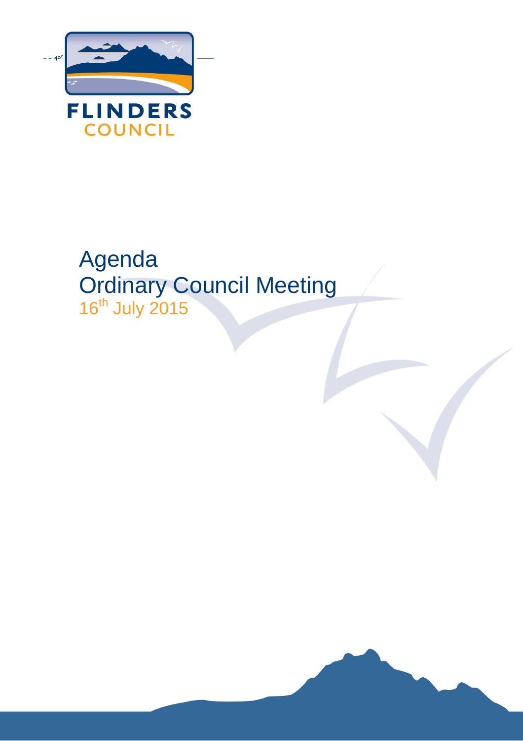FLINDERS COUNCIL

# Agenda
# Ordinary Council Meeting
16th July 2015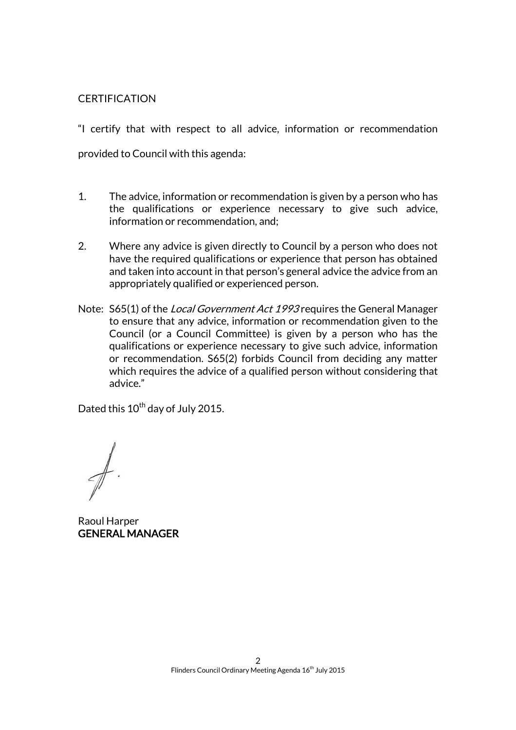CERTIFICATION

"I certify that with respect to all advice, information or recommendation provided to Council with this agenda:

1. The advice, information or recommendation is given by a person who has the qualifications or experience necessary to give such advice, information or recommendation, and;

2. Where any advice is given directly to Council by a person who does not have the required qualifications or experience that person has obtained and taken into account in that person's general advice the advice from an appropriately qualified or experienced person.

Note: S65(1) of the *Local Government Act 1993* requires the General Manager to ensure that any advice, information or recommendation given to the Council (or a Council Committee) is given by a person who has the qualifications or experience necessary to give such advice, information or recommendation. S65(2) forbids Council from deciding any matter which requires the advice of a qualified person without considering that advice."

Dated this 10th day of July 2015.

Raoul Harper
**GENERAL MANAGER**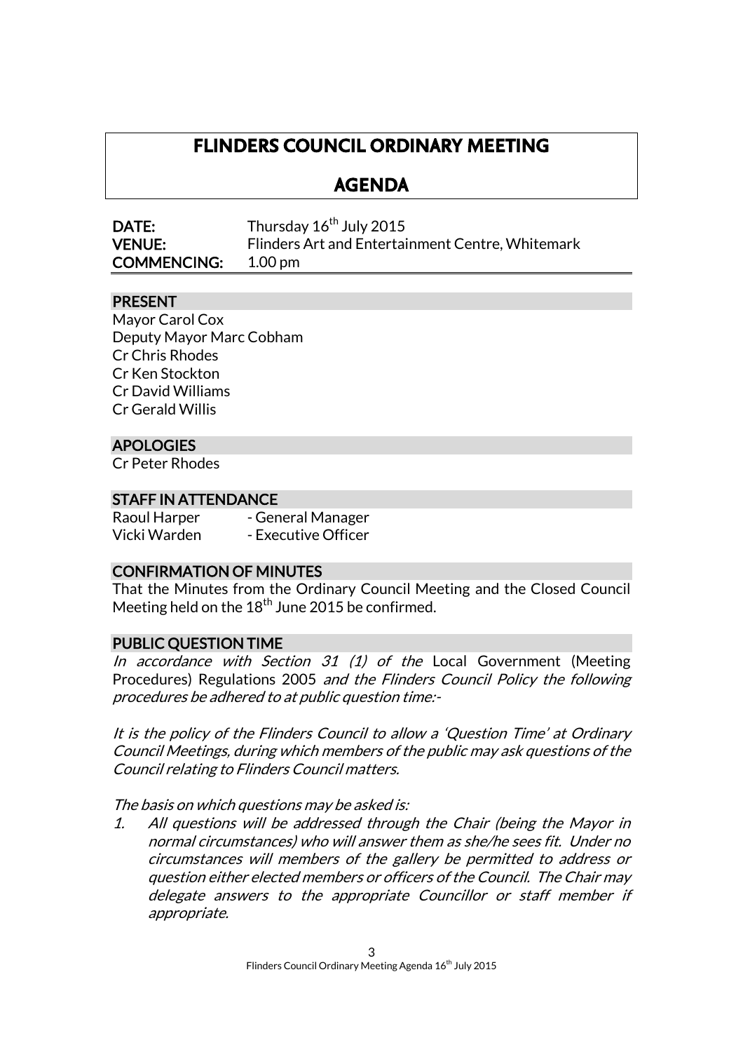# FLINDERS COUNCIL ORDINARY MEETING

# AGENDA

**DATE:** Thursday 16th July 2015
**VENUE:** Flinders Art and Entertainment Centre, Whitemark
**COMMENCING:** 1.00 pm

## PRESENT

Mayor Carol Cox
Deputy Mayor Marc Cobham
Cr Chris Rhodes
Cr Ken Stockton
Cr David Williams
Cr Gerald Willis

## APOLOGIES

Cr Peter Rhodes

## STAFF IN ATTENDANCE

Raoul Harper - General Manager
Vicki Warden - Executive Officer

## CONFIRMATION OF MINUTES

That the Minutes from the Ordinary Council Meeting and the Closed Council Meeting held on the 18th June 2015 be confirmed.

## PUBLIC QUESTION TIME

*In accordance with Section 31 (1) of the* Local Government (Meeting Procedures) Regulations 2005 *and the Flinders Council Policy the following procedures be adhered to at public question time:-*

*It is the policy of the Flinders Council to allow a 'Question Time' at Ordinary Council Meetings, during which members of the public may ask questions of the Council relating to Flinders Council matters.*

*The basis on which questions may be asked is:*

1. *All questions will be addressed through the Chair (being the Mayor in normal circumstances) who will answer them as she/he sees fit. Under no circumstances will members of the gallery be permitted to address or question either elected members or officers of the Council. The Chair may delegate answers to the appropriate Councillor or staff member if appropriate.*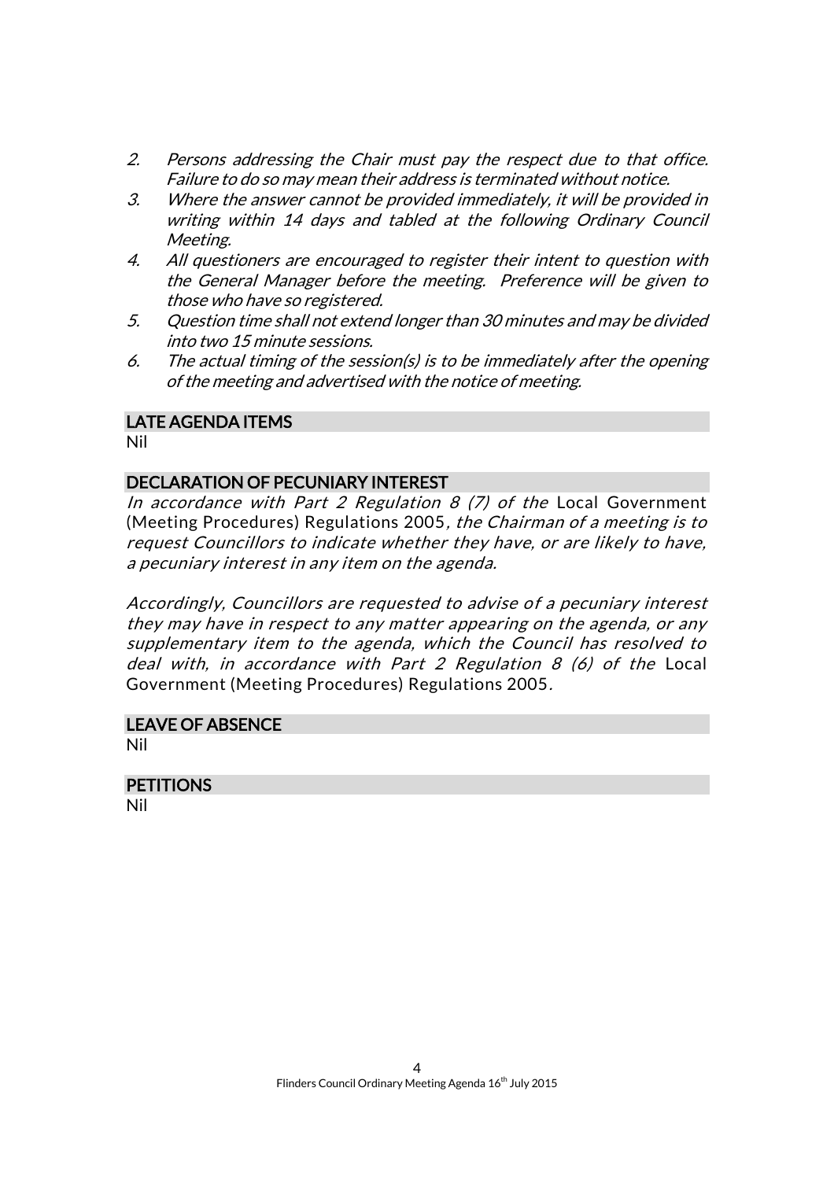2. *Persons addressing the Chair must pay the respect due to that office. Failure to do so may mean their address is terminated without notice.*
3. *Where the answer cannot be provided immediately, it will be provided in writing within 14 days and tabled at the following Ordinary Council Meeting.*
4. *All questioners are encouraged to register their intent to question with the General Manager before the meeting. Preference will be given to those who have so registered.*
5. *Question time shall not extend longer than 30 minutes and may be divided into two 15 minute sessions.*
6. *The actual timing of the session(s) is to be immediately after the opening of the meeting and advertised with the notice of meeting.*

## LATE AGENDA ITEMS

Nil

## DECLARATION OF PECUNIARY INTEREST

*In accordance with Part 2 Regulation 8 (7) of the* Local Government (Meeting Procedures) Regulations 2005*, the Chairman of a meeting is to request Councillors to indicate whether they have, or are likely to have, a pecuniary interest in any item on the agenda.*

*Accordingly, Councillors are requested to advise of a pecuniary interest they may have in respect to any matter appearing on the agenda, or any supplementary item to the agenda, which the Council has resolved to deal with, in accordance with Part 2 Regulation 8 (6) of the* Local Government (Meeting Procedures) Regulations 2005*.*

## LEAVE OF ABSENCE

Nil

## PETITIONS

Nil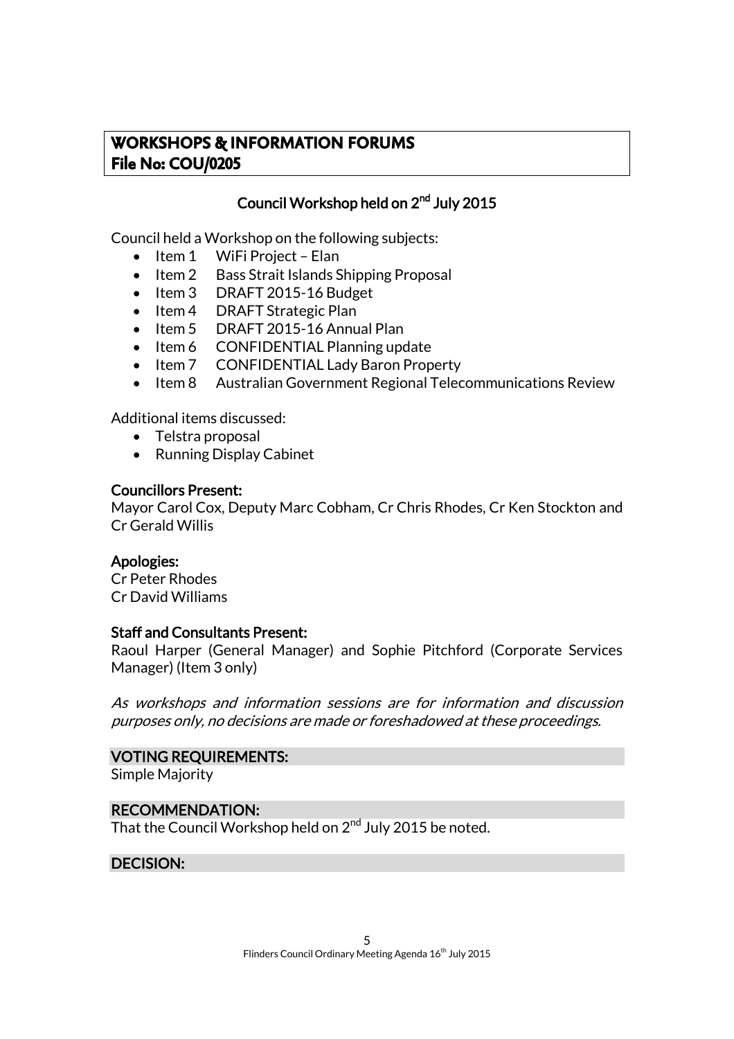## WORKSHOPS & INFORMATION FORUMS
## File No: COU/0205

### Council Workshop held on 2nd July 2015

Council held a Workshop on the following subjects:

- Item 1 WiFi Project – Elan
- Item 2 Bass Strait Islands Shipping Proposal
- Item 3 DRAFT 2015-16 Budget
- Item 4 DRAFT Strategic Plan
- Item 5 DRAFT 2015-16 Annual Plan
- Item 6 CONFIDENTIAL Planning update
- Item 7 CONFIDENTIAL Lady Baron Property
- Item 8 Australian Government Regional Telecommunications Review

Additional items discussed:

- Telstra proposal
- Running Display Cabinet

**Councillors Present:**
Mayor Carol Cox, Deputy Marc Cobham, Cr Chris Rhodes, Cr Ken Stockton and Cr Gerald Willis

**Apologies:**
Cr Peter Rhodes
Cr David Williams

**Staff and Consultants Present:**
Raoul Harper (General Manager) and Sophie Pitchford (Corporate Services Manager) (Item 3 only)

*As workshops and information sessions are for information and discussion purposes only, no decisions are made or foreshadowed at these proceedings.*

**VOTING REQUIREMENTS:**
Simple Majority

**RECOMMENDATION:**
That the Council Workshop held on 2nd July 2015 be noted.

**DECISION:**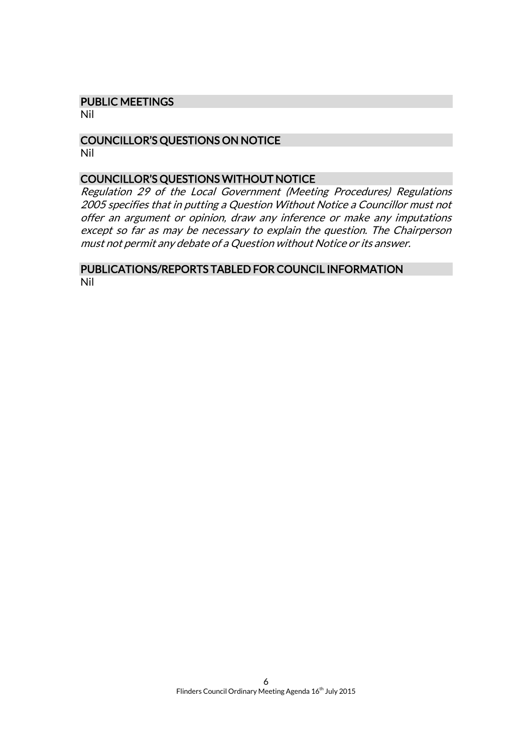## PUBLIC MEETINGS

Nil

## COUNCILLOR'S QUESTIONS ON NOTICE

Nil

## COUNCILLOR'S QUESTIONS WITHOUT NOTICE

*Regulation 29 of the Local Government (Meeting Procedures) Regulations 2005 specifies that in putting a Question Without Notice a Councillor must not offer an argument or opinion, draw any inference or make any imputations except so far as may be necessary to explain the question. The Chairperson must not permit any debate of a Question without Notice or its answer.*

## PUBLICATIONS/REPORTS TABLED FOR COUNCIL INFORMATION

Nil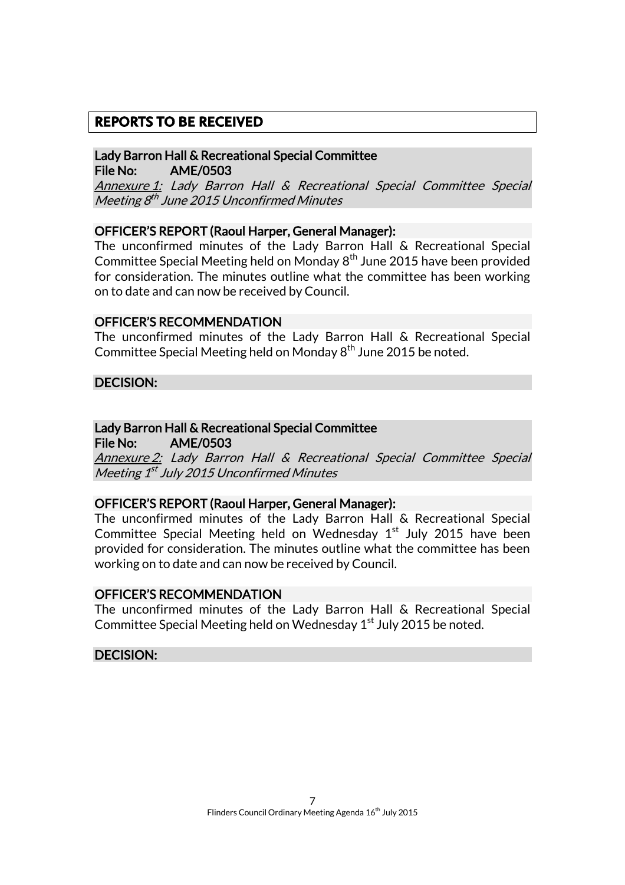## REPORTS TO BE RECEIVED

**Lady Barron Hall & Recreational Special Committee**
**File No: AME/0503**
*Annexure 1: Lady Barron Hall & Recreational Special Committee Special Meeting 8th June 2015 Unconfirmed Minutes*

**OFFICER'S REPORT (Raoul Harper, General Manager):**

The unconfirmed minutes of the Lady Barron Hall & Recreational Special Committee Special Meeting held on Monday 8th June 2015 have been provided for consideration. The minutes outline what the committee has been working on to date and can now be received by Council.

**OFFICER'S RECOMMENDATION**

The unconfirmed minutes of the Lady Barron Hall & Recreational Special Committee Special Meeting held on Monday 8th June 2015 be noted.

**DECISION:**

**Lady Barron Hall & Recreational Special Committee**
**File No: AME/0503**
*Annexure 2: Lady Barron Hall & Recreational Special Committee Special Meeting 1st July 2015 Unconfirmed Minutes*

**OFFICER'S REPORT (Raoul Harper, General Manager):**

The unconfirmed minutes of the Lady Barron Hall & Recreational Special Committee Special Meeting held on Wednesday 1st July 2015 have been provided for consideration. The minutes outline what the committee has been working on to date and can now be received by Council.

**OFFICER'S RECOMMENDATION**

The unconfirmed minutes of the Lady Barron Hall & Recreational Special Committee Special Meeting held on Wednesday 1st July 2015 be noted.

**DECISION:**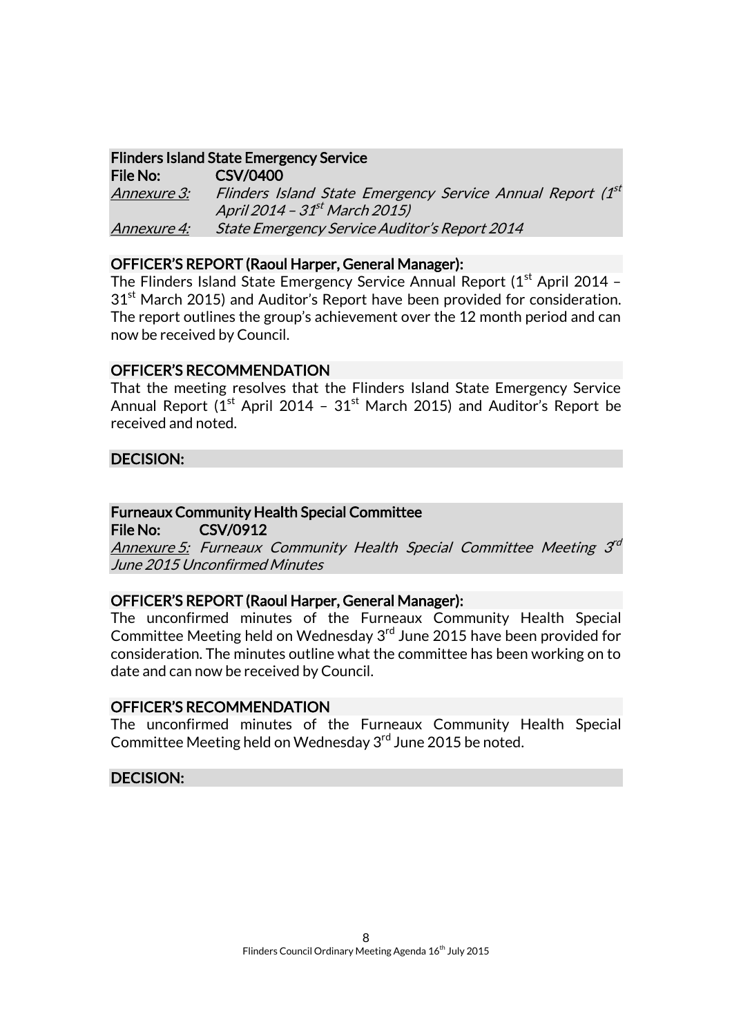**Flinders Island State Emergency Service**

**File No:** **CSV/0400**

*Annexure 3:* *Flinders Island State Emergency Service Annual Report (1st April 2014 – 31st March 2015)*

*Annexure 4:* *State Emergency Service Auditor's Report 2014*

**OFFICER'S REPORT (Raoul Harper, General Manager):**

The Flinders Island State Emergency Service Annual Report (1st April 2014 – 31st March 2015) and Auditor's Report have been provided for consideration. The report outlines the group's achievement over the 12 month period and can now be received by Council.

**OFFICER'S RECOMMENDATION**

That the meeting resolves that the Flinders Island State Emergency Service Annual Report (1st April 2014 – 31st March 2015) and Auditor's Report be received and noted.

**DECISION:**

**Furneaux Community Health Special Committee**

**File No:** **CSV/0912**

*Annexure 5:* *Furneaux Community Health Special Committee Meeting 3rd June 2015 Unconfirmed Minutes*

**OFFICER'S REPORT (Raoul Harper, General Manager):**

The unconfirmed minutes of the Furneaux Community Health Special Committee Meeting held on Wednesday 3rd June 2015 have been provided for consideration. The minutes outline what the committee has been working on to date and can now be received by Council.

**OFFICER'S RECOMMENDATION**

The unconfirmed minutes of the Furneaux Community Health Special Committee Meeting held on Wednesday 3rd June 2015 be noted.

**DECISION:**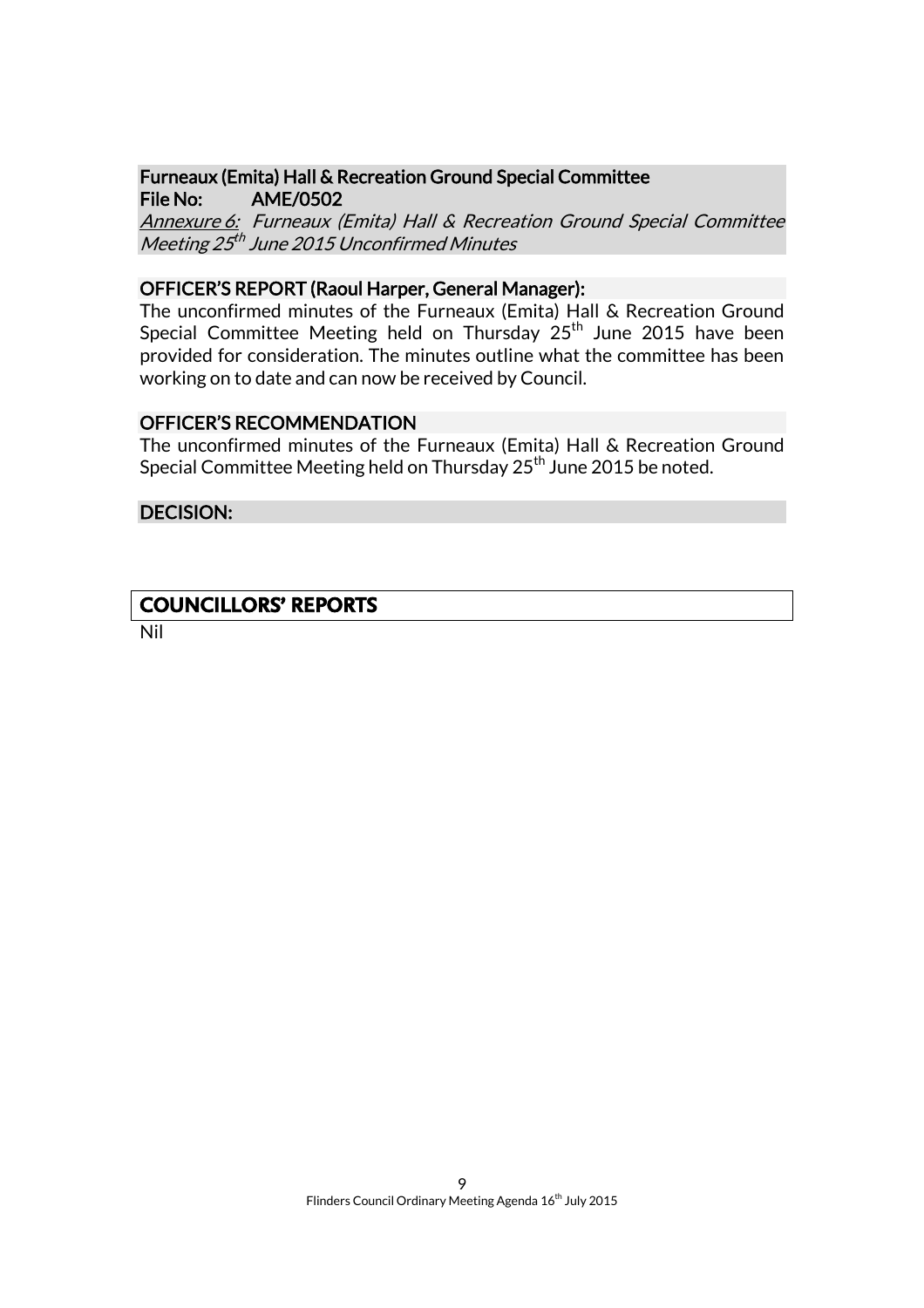**Furneaux (Emita) Hall & Recreation Ground Special Committee**
**File No: AME/0502**

*<u>Annexure 6:</u> Furneaux (Emita) Hall & Recreation Ground Special Committee Meeting 25th June 2015 Unconfirmed Minutes*

**OFFICER'S REPORT (Raoul Harper, General Manager):**

The unconfirmed minutes of the Furneaux (Emita) Hall & Recreation Ground Special Committee Meeting held on Thursday 25th June 2015 have been provided for consideration. The minutes outline what the committee has been working on to date and can now be received by Council.

**OFFICER'S RECOMMENDATION**

The unconfirmed minutes of the Furneaux (Emita) Hall & Recreation Ground Special Committee Meeting held on Thursday 25th June 2015 be noted.

**DECISION:**

## COUNCILLORS' REPORTS

Nil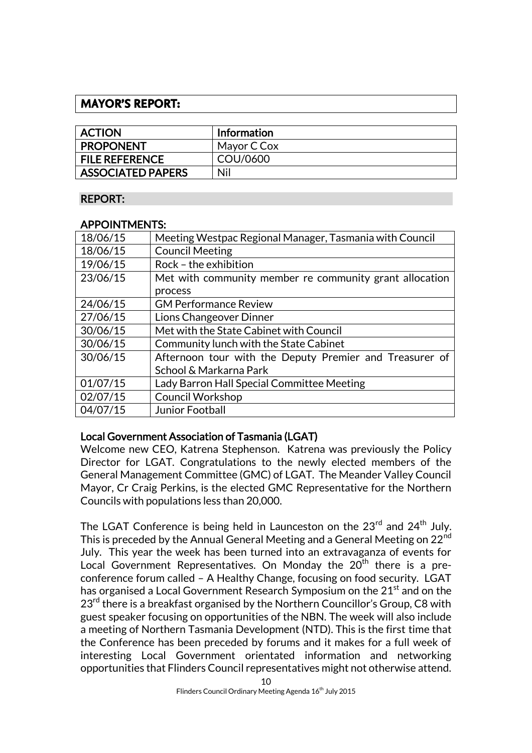## MAYOR'S REPORT:

| ACTION | Information |
|---|---|
| PROPONENT | Mayor C Cox |
| FILE REFERENCE | COU/0600 |
| ASSOCIATED PAPERS | Nil |

### REPORT:

### APPOINTMENTS:

| | |
|---|---|
| 18/06/15 | Meeting Westpac Regional Manager, Tasmania with Council |
| 18/06/15 | Council Meeting |
| 19/06/15 | Rock – the exhibition |
| 23/06/15 | Met with community member re community grant allocation process |
| 24/06/15 | GM Performance Review |
| 27/06/15 | Lions Changeover Dinner |
| 30/06/15 | Met with the State Cabinet with Council |
| 30/06/15 | Community lunch with the State Cabinet |
| 30/06/15 | Afternoon tour with the Deputy Premier and Treasurer of School & Markarna Park |
| 01/07/15 | Lady Barron Hall Special Committee Meeting |
| 02/07/15 | Council Workshop |
| 04/07/15 | Junior Football |

**Local Government Association of Tasmania (LGAT)**

Welcome new CEO, Katrena Stephenson. Katrena was previously the Policy Director for LGAT. Congratulations to the newly elected members of the General Management Committee (GMC) of LGAT. The Meander Valley Council Mayor, Cr Craig Perkins, is the elected GMC Representative for the Northern Councils with populations less than 20,000.

The LGAT Conference is being held in Launceston on the 23rd and 24th July. This is preceded by the Annual General Meeting and a General Meeting on 22nd July. This year the week has been turned into an extravaganza of events for Local Government Representatives. On Monday the 20th there is a pre-conference forum called – A Healthy Change, focusing on food security. LGAT has organised a Local Government Research Symposium on the 21st and on the 23rd there is a breakfast organised by the Northern Councillor's Group, C8 with guest speaker focusing on opportunities of the NBN. The week will also include a meeting of Northern Tasmania Development (NTD). This is the first time that the Conference has been preceded by forums and it makes for a full week of interesting Local Government orientated information and networking opportunities that Flinders Council representatives might not otherwise attend.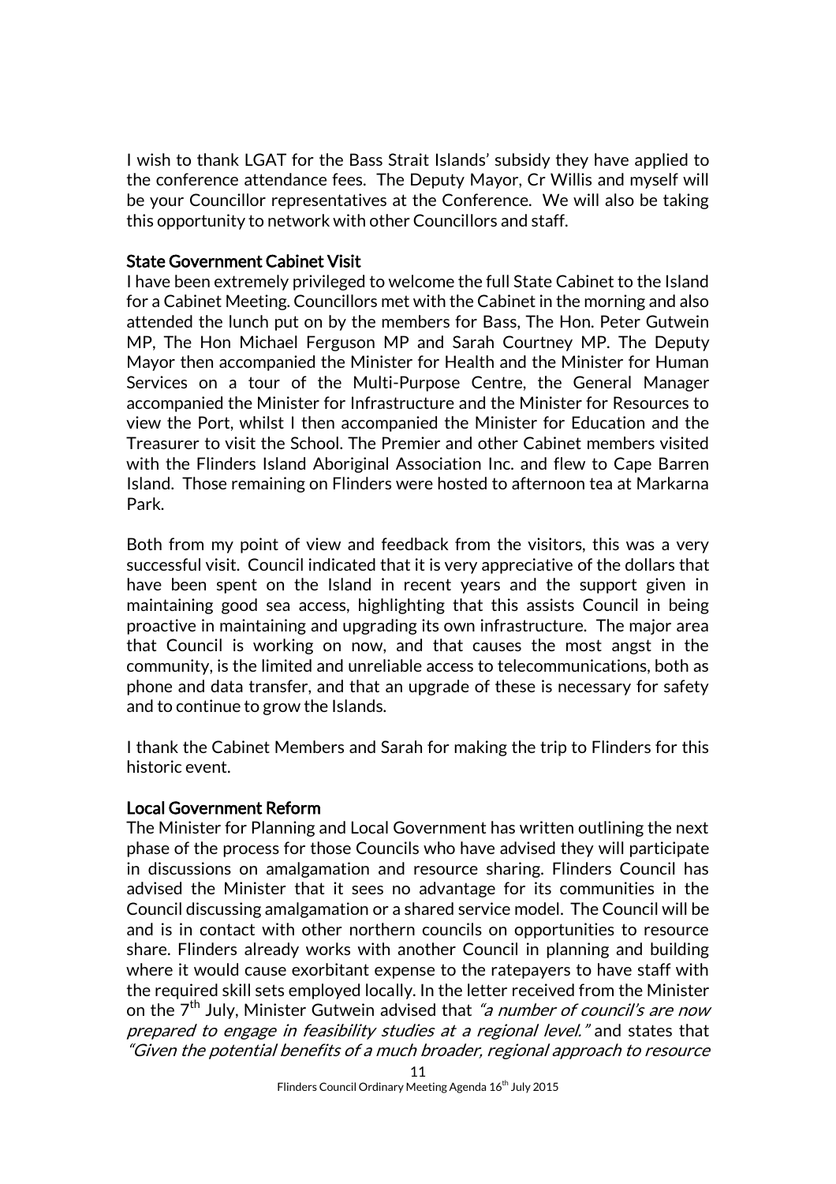I wish to thank LGAT for the Bass Strait Islands' subsidy they have applied to the conference attendance fees. The Deputy Mayor, Cr Willis and myself will be your Councillor representatives at the Conference. We will also be taking this opportunity to network with other Councillors and staff.

### State Government Cabinet Visit

I have been extremely privileged to welcome the full State Cabinet to the Island for a Cabinet Meeting. Councillors met with the Cabinet in the morning and also attended the lunch put on by the members for Bass, The Hon. Peter Gutwein MP, The Hon Michael Ferguson MP and Sarah Courtney MP. The Deputy Mayor then accompanied the Minister for Health and the Minister for Human Services on a tour of the Multi-Purpose Centre, the General Manager accompanied the Minister for Infrastructure and the Minister for Resources to view the Port, whilst I then accompanied the Minister for Education and the Treasurer to visit the School. The Premier and other Cabinet members visited with the Flinders Island Aboriginal Association Inc. and flew to Cape Barren Island. Those remaining on Flinders were hosted to afternoon tea at Markarna Park.

Both from my point of view and feedback from the visitors, this was a very successful visit. Council indicated that it is very appreciative of the dollars that have been spent on the Island in recent years and the support given in maintaining good sea access, highlighting that this assists Council in being proactive in maintaining and upgrading its own infrastructure. The major area that Council is working on now, and that causes the most angst in the community, is the limited and unreliable access to telecommunications, both as phone and data transfer, and that an upgrade of these is necessary for safety and to continue to grow the Islands.

I thank the Cabinet Members and Sarah for making the trip to Flinders for this historic event.

### Local Government Reform

The Minister for Planning and Local Government has written outlining the next phase of the process for those Councils who have advised they will participate in discussions on amalgamation and resource sharing. Flinders Council has advised the Minister that it sees no advantage for its communities in the Council discussing amalgamation or a shared service model. The Council will be and is in contact with other northern councils on opportunities to resource share. Flinders already works with another Council in planning and building where it would cause exorbitant expense to the ratepayers to have staff with the required skill sets employed locally. In the letter received from the Minister on the 7th July, Minister Gutwein advised that *"a number of council's are now prepared to engage in feasibility studies at a regional level."* and states that *"Given the potential benefits of a much broader, regional approach to resource*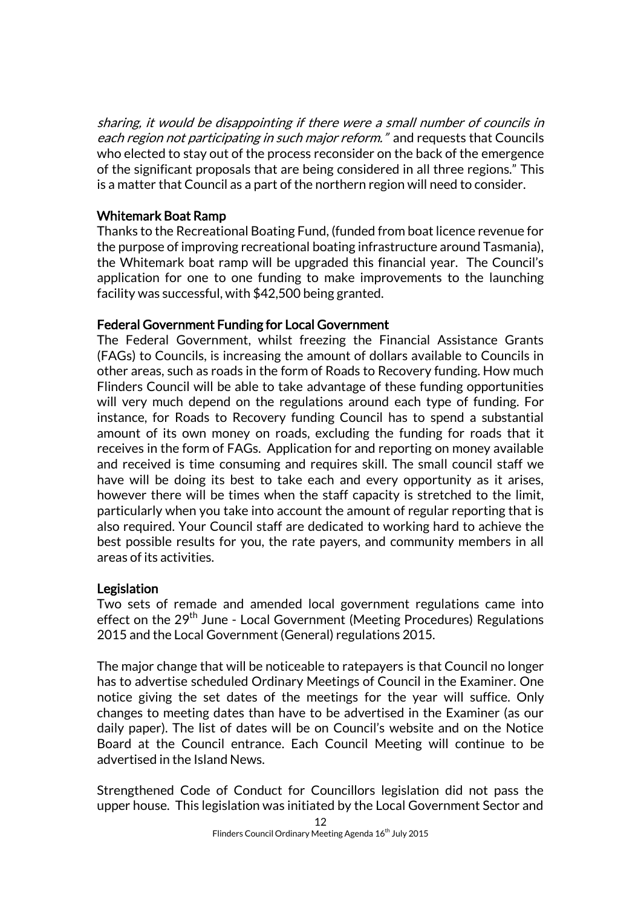*sharing, it would be disappointing if there were a small number of councils in each region not participating in such major reform."* and requests that Councils who elected to stay out of the process reconsider on the back of the emergence of the significant proposals that are being considered in all three regions." This is a matter that Council as a part of the northern region will need to consider.

### Whitemark Boat Ramp

Thanks to the Recreational Boating Fund, (funded from boat licence revenue for the purpose of improving recreational boating infrastructure around Tasmania), the Whitemark boat ramp will be upgraded this financial year. The Council's application for one to one funding to make improvements to the launching facility was successful, with $42,500 being granted.

### Federal Government Funding for Local Government

The Federal Government, whilst freezing the Financial Assistance Grants (FAGs) to Councils, is increasing the amount of dollars available to Councils in other areas, such as roads in the form of Roads to Recovery funding. How much Flinders Council will be able to take advantage of these funding opportunities will very much depend on the regulations around each type of funding. For instance, for Roads to Recovery funding Council has to spend a substantial amount of its own money on roads, excluding the funding for roads that it receives in the form of FAGs. Application for and reporting on money available and received is time consuming and requires skill. The small council staff we have will be doing its best to take each and every opportunity as it arises, however there will be times when the staff capacity is stretched to the limit, particularly when you take into account the amount of regular reporting that is also required. Your Council staff are dedicated to working hard to achieve the best possible results for you, the rate payers, and community members in all areas of its activities.

### Legislation

Two sets of remade and amended local government regulations came into effect on the 29th June - Local Government (Meeting Procedures) Regulations 2015 and the Local Government (General) regulations 2015.

The major change that will be noticeable to ratepayers is that Council no longer has to advertise scheduled Ordinary Meetings of Council in the Examiner. One notice giving the set dates of the meetings for the year will suffice. Only changes to meeting dates than have to be advertised in the Examiner (as our daily paper). The list of dates will be on Council's website and on the Notice Board at the Council entrance. Each Council Meeting will continue to be advertised in the Island News.

Strengthened Code of Conduct for Councillors legislation did not pass the upper house. This legislation was initiated by the Local Government Sector and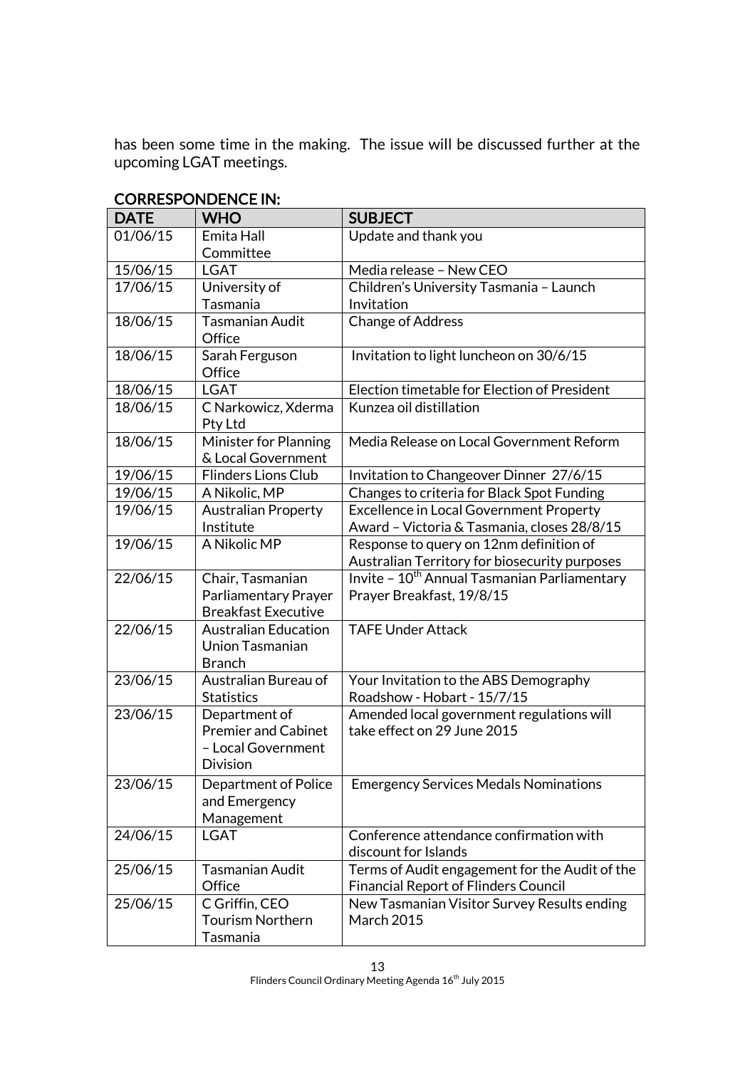has been some time in the making. The issue will be discussed further at the upcoming LGAT meetings.

## CORRESPONDENCE IN:

| DATE | WHO | SUBJECT |
|---|---|---|
| 01/06/15 | Emita Hall Committee | Update and thank you |
| 15/06/15 | LGAT | Media release – New CEO |
| 17/06/15 | University of Tasmania | Children's University Tasmania – Launch Invitation |
| 18/06/15 | Tasmanian Audit Office | Change of Address |
| 18/06/15 | Sarah Ferguson Office | Invitation to light luncheon on 30/6/15 |
| 18/06/15 | LGAT | Election timetable for Election of President |
| 18/06/15 | C Narkowicz, Xderma Pty Ltd | Kunzea oil distillation |
| 18/06/15 | Minister for Planning & Local Government | Media Release on Local Government Reform |
| 19/06/15 | Flinders Lions Club | Invitation to Changeover Dinner 27/6/15 |
| 19/06/15 | A Nikolic, MP | Changes to criteria for Black Spot Funding |
| 19/06/15 | Australian Property Institute | Excellence in Local Government Property Award – Victoria & Tasmania, closes 28/8/15 |
| 19/06/15 | A Nikolic MP | Response to query on 12nm definition of Australian Territory for biosecurity purposes |
| 22/06/15 | Chair, Tasmanian Parliamentary Prayer Breakfast Executive | Invite – 10th Annual Tasmanian Parliamentary Prayer Breakfast, 19/8/15 |
| 22/06/15 | Australian Education Union Tasmanian Branch | TAFE Under Attack |
| 23/06/15 | Australian Bureau of Statistics | Your Invitation to the ABS Demography Roadshow - Hobart - 15/7/15 |
| 23/06/15 | Department of Premier and Cabinet – Local Government Division | Amended local government regulations will take effect on 29 June 2015 |
| 23/06/15 | Department of Police and Emergency Management | Emergency Services Medals Nominations |
| 24/06/15 | LGAT | Conference attendance confirmation with discount for Islands |
| 25/06/15 | Tasmanian Audit Office | Terms of Audit engagement for the Audit of the Financial Report of Flinders Council |
| 25/06/15 | C Griffin, CEO Tourism Northern Tasmania | New Tasmanian Visitor Survey Results ending March 2015 |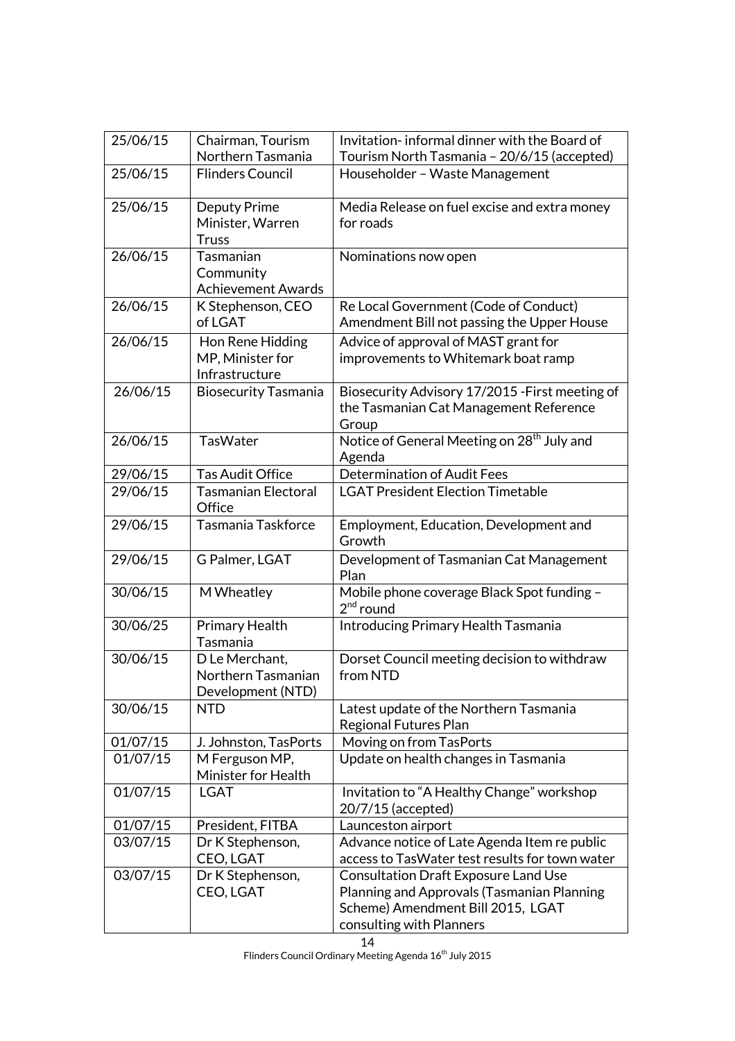| | | |
|---|---|---|
| 25/06/15 | Chairman, Tourism Northern Tasmania | Invitation- informal dinner with the Board of Tourism North Tasmania – 20/6/15 (accepted) |
| 25/06/15 | Flinders Council | Householder – Waste Management |
| 25/06/15 | Deputy Prime Minister, Warren Truss | Media Release on fuel excise and extra money for roads |
| 26/06/15 | Tasmanian Community Achievement Awards | Nominations now open |
| 26/06/15 | K Stephenson, CEO of LGAT | Re Local Government (Code of Conduct) Amendment Bill not passing the Upper House |
| 26/06/15 | Hon Rene Hidding MP, Minister for Infrastructure | Advice of approval of MAST grant for improvements to Whitemark boat ramp |
| 26/06/15 | Biosecurity Tasmania | Biosecurity Advisory 17/2015 -First meeting of the Tasmanian Cat Management Reference Group |
| 26/06/15 | TasWater | Notice of General Meeting on 28th July and Agenda |
| 29/06/15 | Tas Audit Office | Determination of Audit Fees |
| 29/06/15 | Tasmanian Electoral Office | LGAT President Election Timetable |
| 29/06/15 | Tasmania Taskforce | Employment, Education, Development and Growth |
| 29/06/15 | G Palmer, LGAT | Development of Tasmanian Cat Management Plan |
| 30/06/15 | M Wheatley | Mobile phone coverage Black Spot funding – 2nd round |
| 30/06/25 | Primary Health Tasmania | Introducing Primary Health Tasmania |
| 30/06/15 | D Le Merchant, Northern Tasmanian Development (NTD) | Dorset Council meeting decision to withdraw from NTD |
| 30/06/15 | NTD | Latest update of the Northern Tasmania Regional Futures Plan |
| 01/07/15 | J. Johnston, TasPorts | Moving on from TasPorts |
| 01/07/15 | M Ferguson MP, Minister for Health | Update on health changes in Tasmania |
| 01/07/15 | LGAT | Invitation to "A Healthy Change" workshop 20/7/15 (accepted) |
| 01/07/15 | President, FITBA | Launceston airport |
| 03/07/15 | Dr K Stephenson, CEO, LGAT | Advance notice of Late Agenda Item re public access to TasWater test results for town water |
| 03/07/15 | Dr K Stephenson, CEO, LGAT | Consultation Draft Exposure Land Use Planning and Approvals (Tasmanian Planning Scheme) Amendment Bill 2015, LGAT consulting with Planners |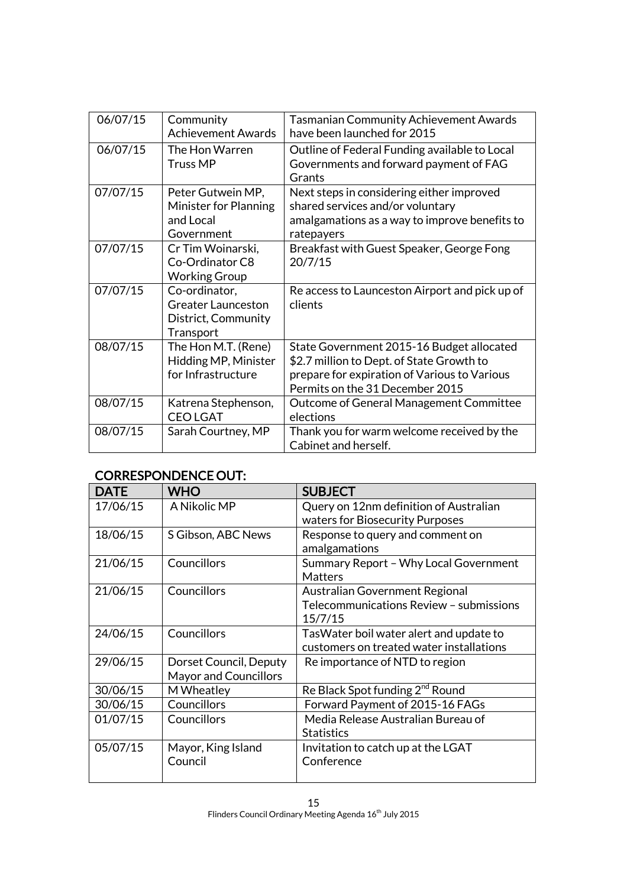| | | |
|---|---|---|
| 06/07/15 | Community Achievement Awards | Tasmanian Community Achievement Awards have been launched for 2015 |
| 06/07/15 | The Hon Warren Truss MP | Outline of Federal Funding available to Local Governments and forward payment of FAG Grants |
| 07/07/15 | Peter Gutwein MP, Minister for Planning and Local Government | Next steps in considering either improved shared services and/or voluntary amalgamations as a way to improve benefits to ratepayers |
| 07/07/15 | Cr Tim Woinarski, Co-Ordinator C8 Working Group | Breakfast with Guest Speaker, George Fong 20/7/15 |
| 07/07/15 | Co-ordinator, Greater Launceston District, Community Transport | Re access to Launceston Airport and pick up of clients |
| 08/07/15 | The Hon M.T. (Rene) Hidding MP, Minister for Infrastructure | State Government 2015-16 Budget allocated $2.7 million to Dept. of State Growth to prepare for expiration of Various to Various Permits on the 31 December 2015 |
| 08/07/15 | Katrena Stephenson, CEO LGAT | Outcome of General Management Committee elections |
| 08/07/15 | Sarah Courtney, MP | Thank you for warm welcome received by the Cabinet and herself. |

## CORRESPONDENCE OUT:

| DATE | WHO | SUBJECT |
|---|---|---|
| 17/06/15 | A Nikolic MP | Query on 12nm definition of Australian waters for Biosecurity Purposes |
| 18/06/15 | S Gibson, ABC News | Response to query and comment on amalgamations |
| 21/06/15 | Councillors | Summary Report – Why Local Government Matters |
| 21/06/15 | Councillors | Australian Government Regional Telecommunications Review – submissions 15/7/15 |
| 24/06/15 | Councillors | TasWater boil water alert and update to customers on treated water installations |
| 29/06/15 | Dorset Council, Deputy Mayor and Councillors | Re importance of NTD to region |
| 30/06/15 | M Wheatley | Re Black Spot funding 2nd Round |
| 30/06/15 | Councillors | Forward Payment of 2015-16 FAGs |
| 01/07/15 | Councillors | Media Release Australian Bureau of Statistics |
| 05/07/15 | Mayor, King Island Council | Invitation to catch up at the LGAT Conference |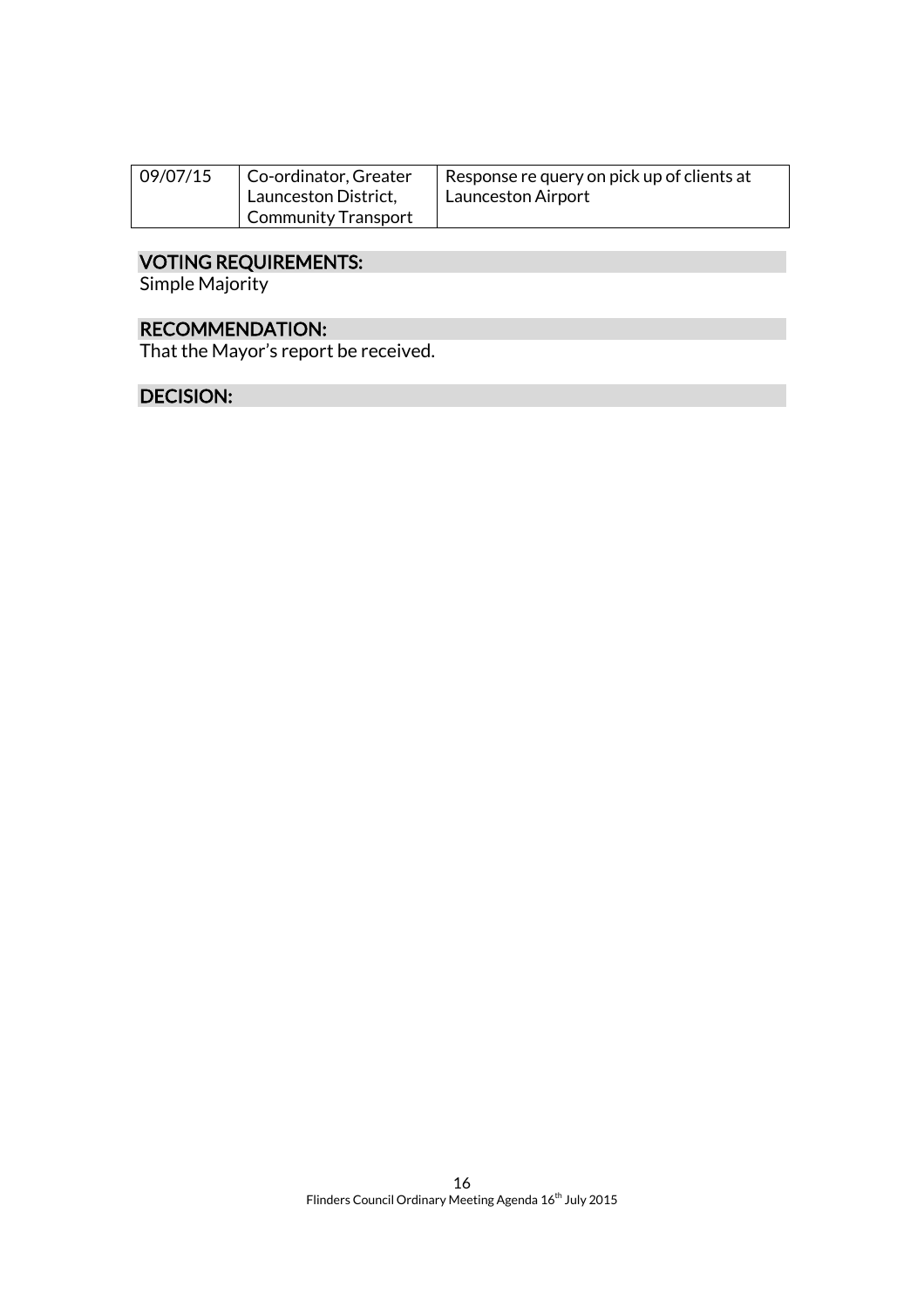| 09/07/15 | Co-ordinator, Greater Launceston District, Community Transport | Response re query on pick up of clients at Launceston Airport |
|---|---|---|

## VOTING REQUIREMENTS:

Simple Majority

## RECOMMENDATION:

That the Mayor's report be received.

## DECISION: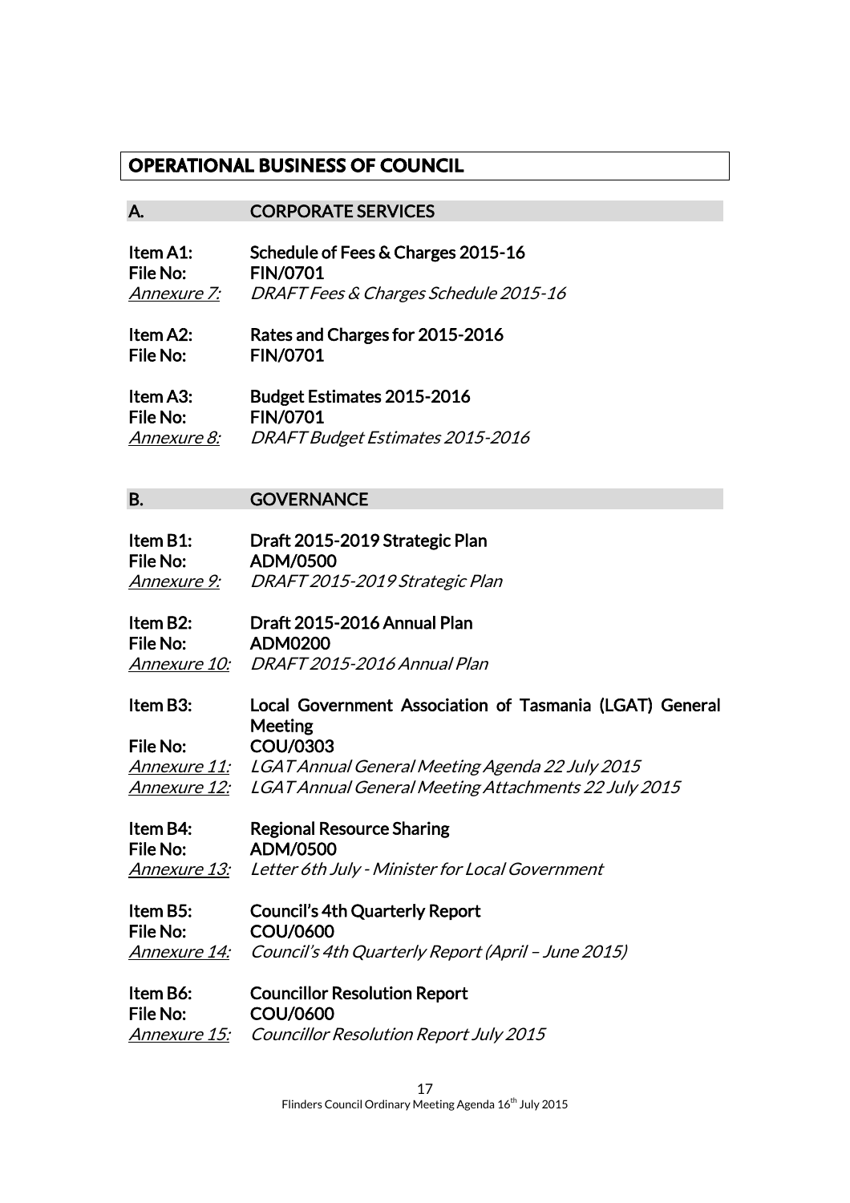# OPERATIONAL BUSINESS OF COUNCIL

## A. CORPORATE SERVICES

**Item A1:** **Schedule of Fees & Charges 2015-16**
**File No:** **FIN/0701**
*Annexure 7:* *DRAFT Fees & Charges Schedule 2015-16*

**Item A2:** **Rates and Charges for 2015-2016**
**File No:** **FIN/0701**

**Item A3:** **Budget Estimates 2015-2016**
**File No:** **FIN/0701**
*Annexure 8:* *DRAFT Budget Estimates 2015-2016*

## B. GOVERNANCE

**Item B1:** **Draft 2015-2019 Strategic Plan**
**File No:** **ADM/0500**
*Annexure 9:* *DRAFT 2015-2019 Strategic Plan*

**Item B2:** **Draft 2015-2016 Annual Plan**
**File No:** **ADM0200**
*Annexure 10:* *DRAFT 2015-2016 Annual Plan*

**Item B3:** **Local Government Association of Tasmania (LGAT) General Meeting**
**File No:** **COU/0303**
*Annexure 11:* *LGAT Annual General Meeting Agenda 22 July 2015*
*Annexure 12:* *LGAT Annual General Meeting Attachments 22 July 2015*

**Item B4:** **Regional Resource Sharing**
**File No:** **ADM/0500**
*Annexure 13:* *Letter 6th July - Minister for Local Government*

**Item B5:** **Council's 4th Quarterly Report**
**File No:** **COU/0600**
*Annexure 14:* *Council's 4th Quarterly Report (April – June 2015)*

**Item B6:** **Councillor Resolution Report**
**File No:** **COU/0600**
*Annexure 15:* *Councillor Resolution Report July 2015*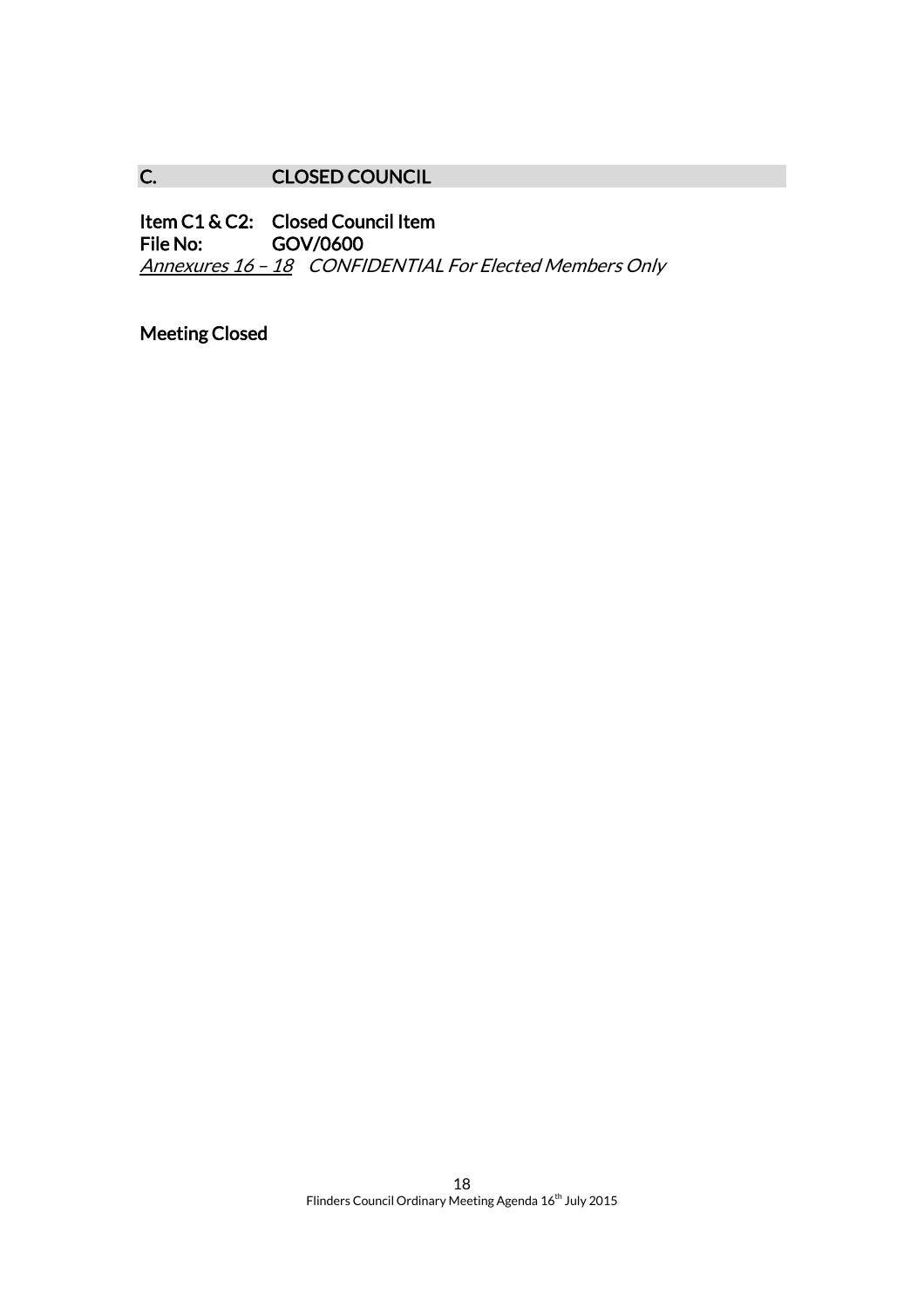## C. CLOSED COUNCIL

**Item C1 & C2: Closed Council Item**
**File No: GOV/0600**
*Annexures 16 – 18* *CONFIDENTIAL For Elected Members Only*

**Meeting Closed**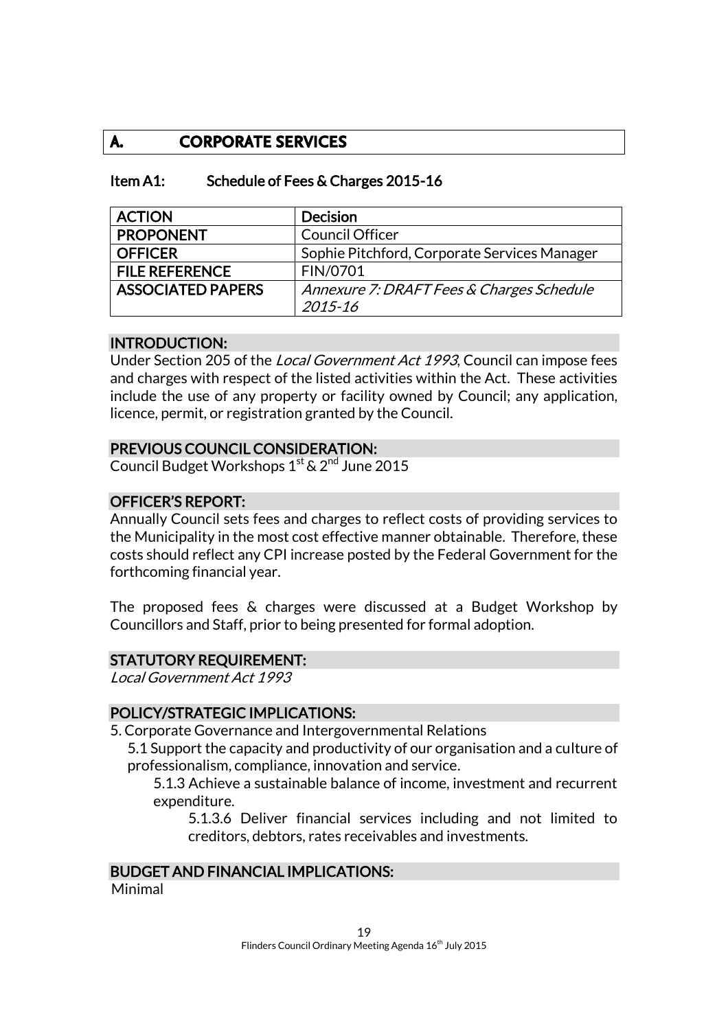# A. CORPORATE SERVICES

## Item A1: Schedule of Fees & Charges 2015-16

| ACTION | Decision |
|---|---|
| PROPONENT | Council Officer |
| OFFICER | Sophie Pitchford, Corporate Services Manager |
| FILE REFERENCE | FIN/0701 |
| ASSOCIATED PAPERS | *Annexure 7: DRAFT Fees & Charges Schedule 2015-16* |

### INTRODUCTION:

Under Section 205 of the *Local Government Act 1993*, Council can impose fees and charges with respect of the listed activities within the Act. These activities include the use of any property or facility owned by Council; any application, licence, permit, or registration granted by the Council.

### PREVIOUS COUNCIL CONSIDERATION:

Council Budget Workshops 1st & 2nd June 2015

### OFFICER'S REPORT:

Annually Council sets fees and charges to reflect costs of providing services to the Municipality in the most cost effective manner obtainable. Therefore, these costs should reflect any CPI increase posted by the Federal Government for the forthcoming financial year.

The proposed fees & charges were discussed at a Budget Workshop by Councillors and Staff, prior to being presented for formal adoption.

### STATUTORY REQUIREMENT:

*Local Government Act 1993*

### POLICY/STRATEGIC IMPLICATIONS:

5. Corporate Governance and Intergovernmental Relations
   - 5.1 Support the capacity and productivity of our organisation and a culture of professionalism, compliance, innovation and service.
     - 5.1.3 Achieve a sustainable balance of income, investment and recurrent expenditure.
       - 5.1.3.6 Deliver financial services including and not limited to creditors, debtors, rates receivables and investments.

### BUDGET AND FINANCIAL IMPLICATIONS:

Minimal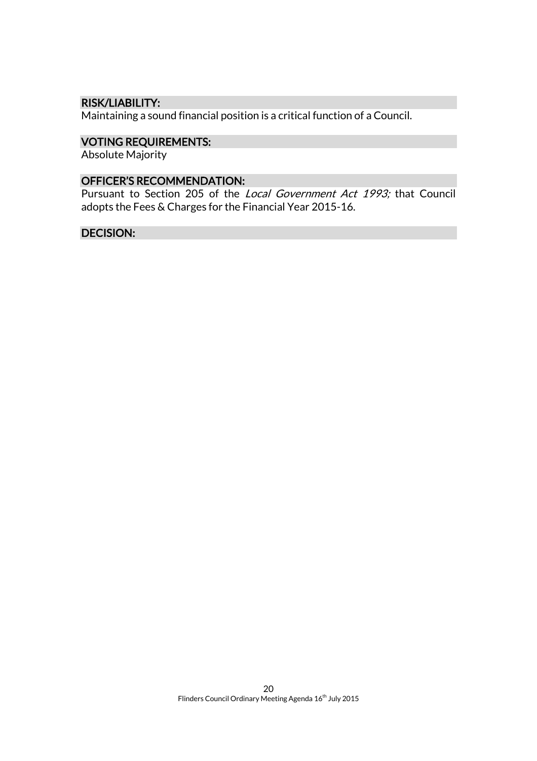### RISK/LIABILITY:

Maintaining a sound financial position is a critical function of a Council.

### VOTING REQUIREMENTS:

Absolute Majority

### OFFICER'S RECOMMENDATION:

Pursuant to Section 205 of the *Local Government Act 1993;* that Council adopts the Fees & Charges for the Financial Year 2015-16.

### DECISION: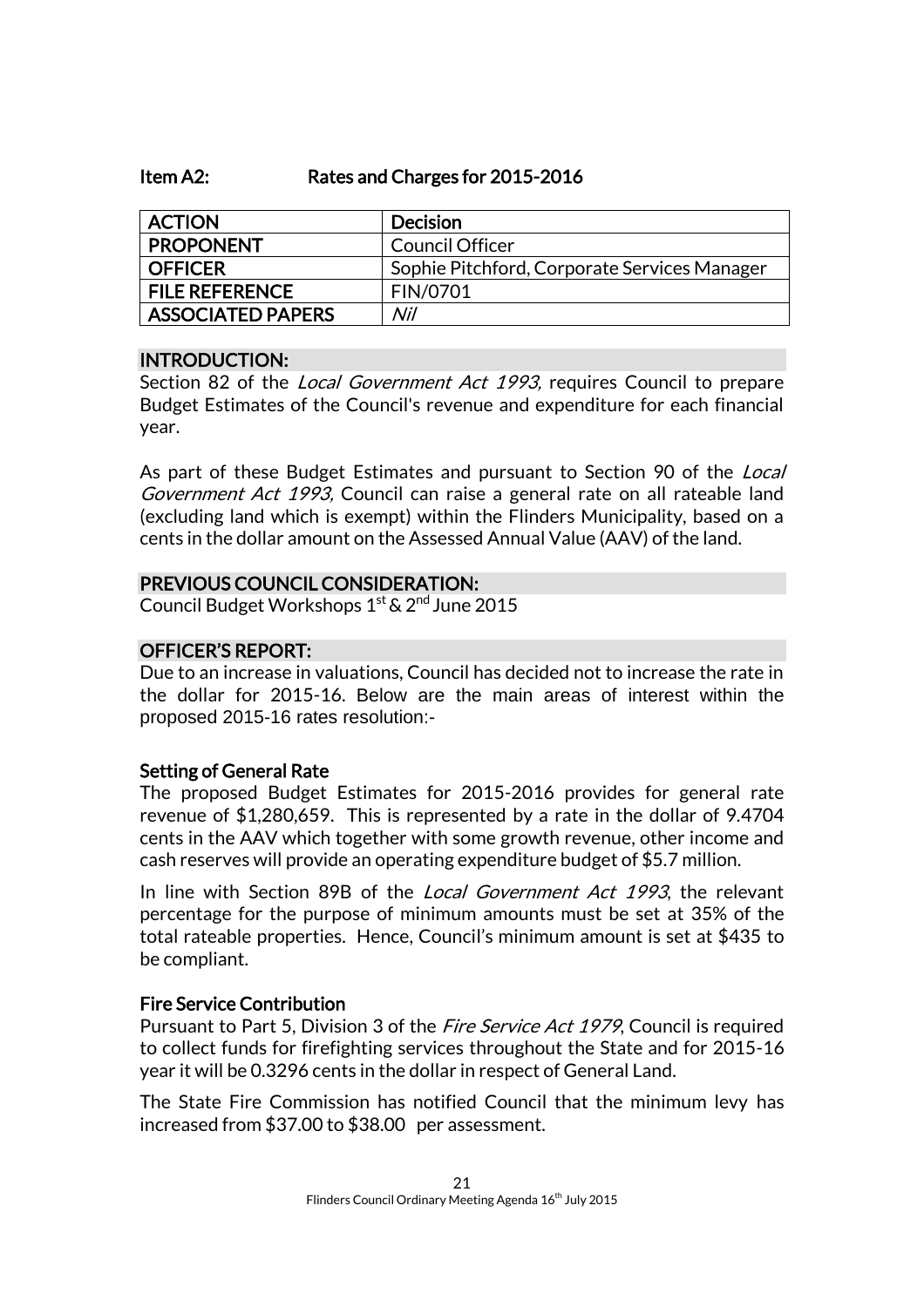## Item A2: Rates and Charges for 2015-2016

| ACTION | Decision |
|---|---|
| PROPONENT | Council Officer |
| OFFICER | Sophie Pitchford, Corporate Services Manager |
| FILE REFERENCE | FIN/0701 |
| ASSOCIATED PAPERS | *Nil* |

### INTRODUCTION:

Section 82 of the *Local Government Act 1993,* requires Council to prepare Budget Estimates of the Council's revenue and expenditure for each financial year.

As part of these Budget Estimates and pursuant to Section 90 of the *Local Government Act 1993,* Council can raise a general rate on all rateable land (excluding land which is exempt) within the Flinders Municipality, based on a cents in the dollar amount on the Assessed Annual Value (AAV) of the land.

### PREVIOUS COUNCIL CONSIDERATION:

Council Budget Workshops 1st & 2nd June 2015

### OFFICER'S REPORT:

Due to an increase in valuations, Council has decided not to increase the rate in the dollar for 2015-16. Below are the main areas of interest within the proposed 2015-16 rates resolution:-

#### Setting of General Rate

The proposed Budget Estimates for 2015-2016 provides for general rate revenue of $1,280,659. This is represented by a rate in the dollar of 9.4704 cents in the AAV which together with some growth revenue, other income and cash reserves will provide an operating expenditure budget of $5.7 million.

In line with Section 89B of the *Local Government Act 1993*, the relevant percentage for the purpose of minimum amounts must be set at 35% of the total rateable properties. Hence, Council's minimum amount is set at $435 to be compliant.

#### Fire Service Contribution

Pursuant to Part 5, Division 3 of the *Fire Service Act 1979*, Council is required to collect funds for firefighting services throughout the State and for 2015-16 year it will be 0.3296 cents in the dollar in respect of General Land.

The State Fire Commission has notified Council that the minimum levy has increased from $37.00 to $38.00 per assessment.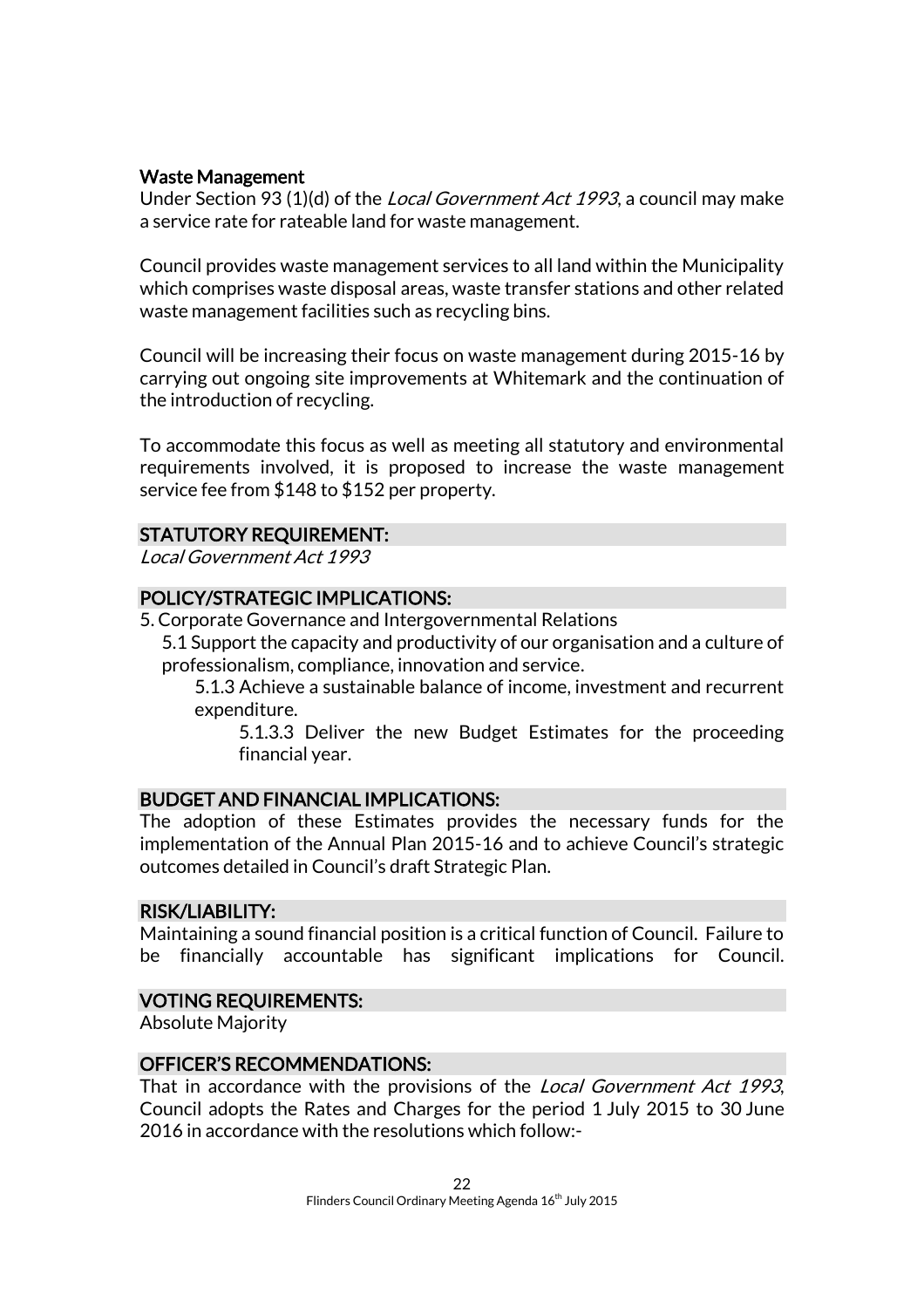**Waste Management**

Under Section 93 (1)(d) of the *Local Government Act 1993*, a council may make a service rate for rateable land for waste management.

Council provides waste management services to all land within the Municipality which comprises waste disposal areas, waste transfer stations and other related waste management facilities such as recycling bins.

Council will be increasing their focus on waste management during 2015-16 by carrying out ongoing site improvements at Whitemark and the continuation of the introduction of recycling.

To accommodate this focus as well as meeting all statutory and environmental requirements involved, it is proposed to increase the waste management service fee from $148 to $152 per property.

## STATUTORY REQUIREMENT:

*Local Government Act 1993*

## POLICY/STRATEGIC IMPLICATIONS:

5. Corporate Governance and Intergovernmental Relations
   - 5.1 Support the capacity and productivity of our organisation and a culture of professionalism, compliance, innovation and service.
     - 5.1.3 Achieve a sustainable balance of income, investment and recurrent expenditure.
       - 5.1.3.3 Deliver the new Budget Estimates for the proceeding financial year.

## BUDGET AND FINANCIAL IMPLICATIONS:

The adoption of these Estimates provides the necessary funds for the implementation of the Annual Plan 2015-16 and to achieve Council's strategic outcomes detailed in Council's draft Strategic Plan.

## RISK/LIABILITY:

Maintaining a sound financial position is a critical function of Council. Failure to be financially accountable has significant implications for Council.

## VOTING REQUIREMENTS:

Absolute Majority

## OFFICER'S RECOMMENDATIONS:

That in accordance with the provisions of the *Local Government Act 1993*, Council adopts the Rates and Charges for the period 1 July 2015 to 30 June 2016 in accordance with the resolutions which follow:-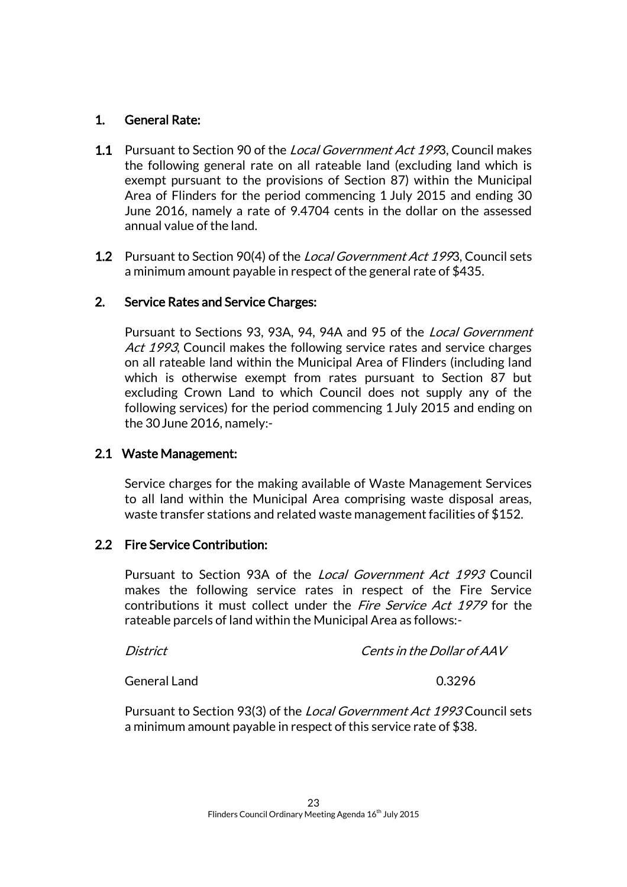## 1. General Rate:

**1.1** Pursuant to Section 90 of the *Local Government Act 199*3, Council makes the following general rate on all rateable land (excluding land which is exempt pursuant to the provisions of Section 87) within the Municipal Area of Flinders for the period commencing 1 July 2015 and ending 30 June 2016, namely a rate of 9.4704 cents in the dollar on the assessed annual value of the land.

**1.2** Pursuant to Section 90(4) of the *Local Government Act 199*3, Council sets a minimum amount payable in respect of the general rate of $435.

## 2. Service Rates and Service Charges:

Pursuant to Sections 93, 93A, 94, 94A and 95 of the *Local Government Act 1993*, Council makes the following service rates and service charges on all rateable land within the Municipal Area of Flinders (including land which is otherwise exempt from rates pursuant to Section 87 but excluding Crown Land to which Council does not supply any of the following services) for the period commencing 1 July 2015 and ending on the 30 June 2016, namely:-

### 2.1 Waste Management:

Service charges for the making available of Waste Management Services to all land within the Municipal Area comprising waste disposal areas, waste transfer stations and related waste management facilities of $152.

### 2.2 Fire Service Contribution:

Pursuant to Section 93A of the *Local Government Act 1993* Council makes the following service rates in respect of the Fire Service contributions it must collect under the *Fire Service Act 1979* for the rateable parcels of land within the Municipal Area as follows:-

| *District* | *Cents in the Dollar of AAV* |
| --- | --- |
| General Land | 0.3296 |

Pursuant to Section 93(3) of the *Local Government Act 1993* Council sets a minimum amount payable in respect of this service rate of $38.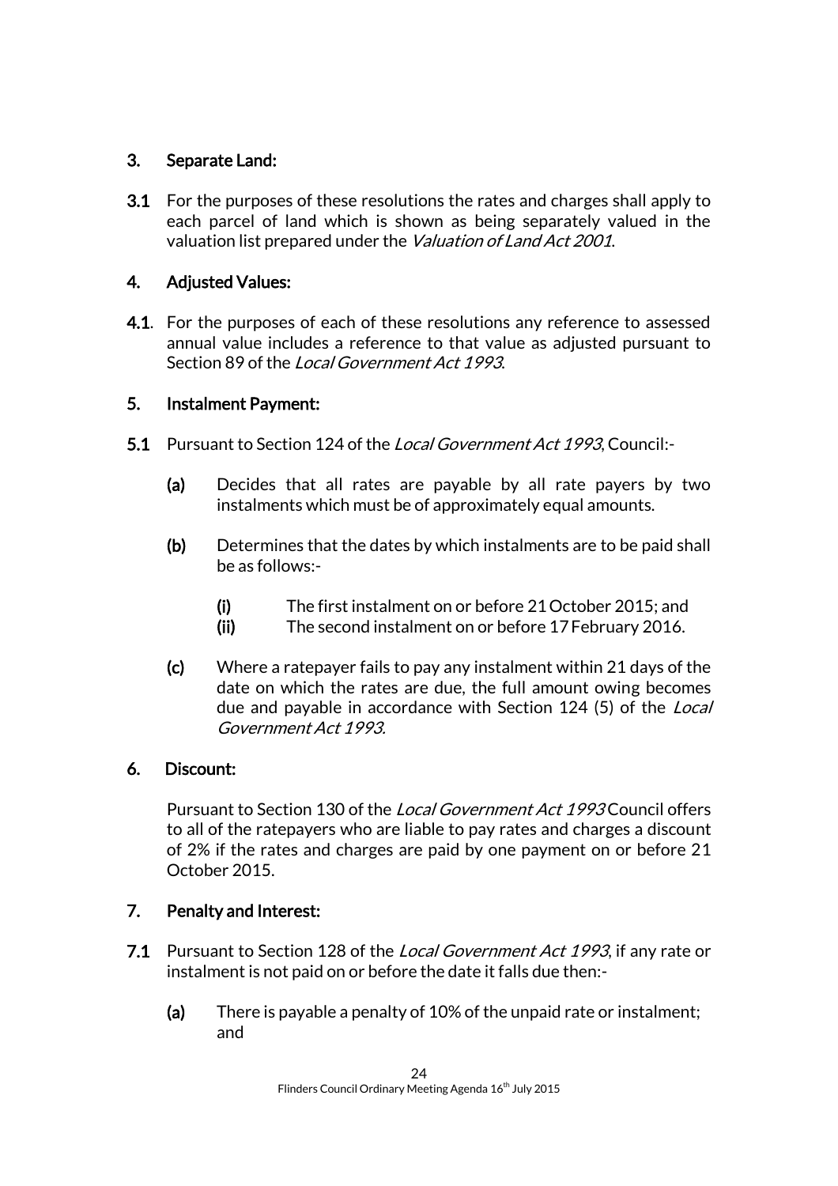## 3. Separate Land:

**3.1** For the purposes of these resolutions the rates and charges shall apply to each parcel of land which is shown as being separately valued in the valuation list prepared under the *Valuation of Land Act 2001*.

## 4. Adjusted Values:

**4.1**. For the purposes of each of these resolutions any reference to assessed annual value includes a reference to that value as adjusted pursuant to Section 89 of the *Local Government Act 1993*.

## 5. Instalment Payment:

**5.1** Pursuant to Section 124 of the *Local Government Act 1993*, Council:-

**(a)** Decides that all rates are payable by all rate payers by two instalments which must be of approximately equal amounts.

**(b)** Determines that the dates by which instalments are to be paid shall be as follows:-

**(i)** The first instalment on or before 21 October 2015; and
**(ii)** The second instalment on or before 17 February 2016.

**(c)** Where a ratepayer fails to pay any instalment within 21 days of the date on which the rates are due, the full amount owing becomes due and payable in accordance with Section 124 (5) of the *Local Government Act 1993*.

## 6. Discount:

Pursuant to Section 130 of the *Local Government Act 1993* Council offers to all of the ratepayers who are liable to pay rates and charges a discount of 2% if the rates and charges are paid by one payment on or before 21 October 2015.

## 7. Penalty and Interest:

**7.1** Pursuant to Section 128 of the *Local Government Act 1993*, if any rate or instalment is not paid on or before the date it falls due then:-

**(a)** There is payable a penalty of 10% of the unpaid rate or instalment; and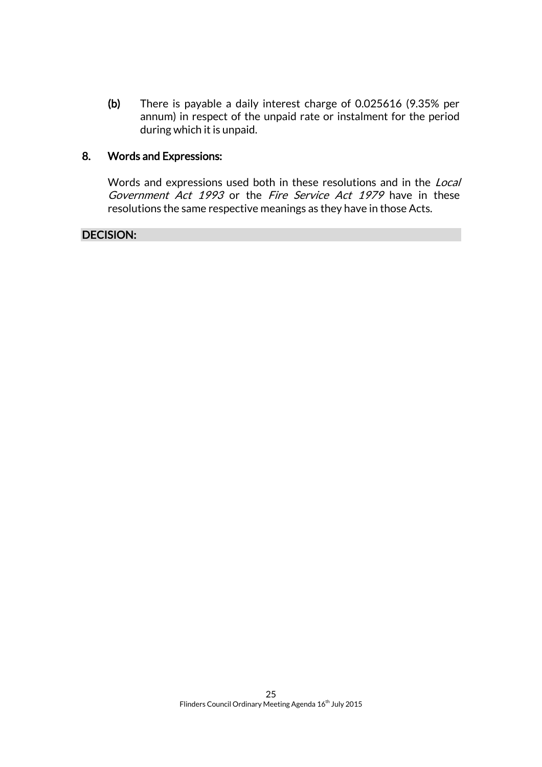**(b)** There is payable a daily interest charge of 0.025616 (9.35% per annum) in respect of the unpaid rate or instalment for the period during which it is unpaid.

**8. Words and Expressions:**

Words and expressions used both in these resolutions and in the *Local Government Act 1993* or the *Fire Service Act 1979* have in these resolutions the same respective meanings as they have in those Acts.

**DECISION:**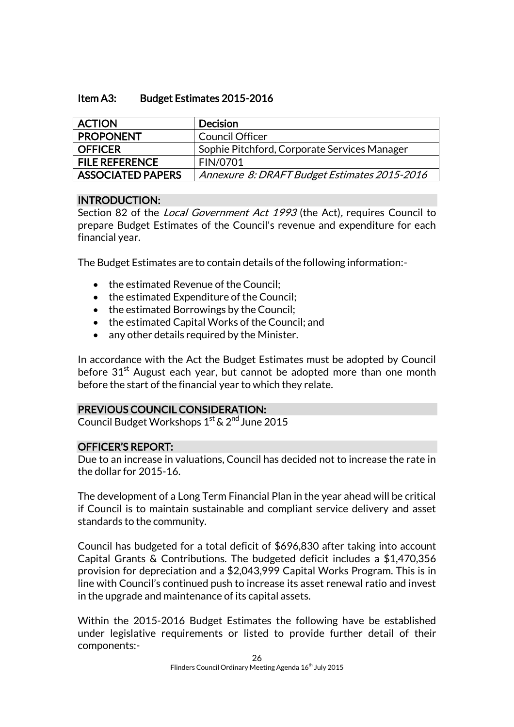## Item A3: Budget Estimates 2015-2016

| ACTION | Decision |
|---|---|
| PROPONENT | Council Officer |
| OFFICER | Sophie Pitchford, Corporate Services Manager |
| FILE REFERENCE | FIN/0701 |
| ASSOCIATED PAPERS | *Annexure 8: DRAFT Budget Estimates 2015-2016* |

### INTRODUCTION:

Section 82 of the *Local Government Act 1993* (the Act), requires Council to prepare Budget Estimates of the Council's revenue and expenditure for each financial year.

The Budget Estimates are to contain details of the following information:-

- the estimated Revenue of the Council;
- the estimated Expenditure of the Council;
- the estimated Borrowings by the Council;
- the estimated Capital Works of the Council; and
- any other details required by the Minister.

In accordance with the Act the Budget Estimates must be adopted by Council before 31st August each year, but cannot be adopted more than one month before the start of the financial year to which they relate.

### PREVIOUS COUNCIL CONSIDERATION:

Council Budget Workshops 1st & 2nd June 2015

### OFFICER'S REPORT:

Due to an increase in valuations, Council has decided not to increase the rate in the dollar for 2015-16.

The development of a Long Term Financial Plan in the year ahead will be critical if Council is to maintain sustainable and compliant service delivery and asset standards to the community.

Council has budgeted for a total deficit of $696,830 after taking into account Capital Grants & Contributions. The budgeted deficit includes a $1,470,356 provision for depreciation and a $2,043,999 Capital Works Program. This is in line with Council's continued push to increase its asset renewal ratio and invest in the upgrade and maintenance of its capital assets.

Within the 2015-2016 Budget Estimates the following have be established under legislative requirements or listed to provide further detail of their components:-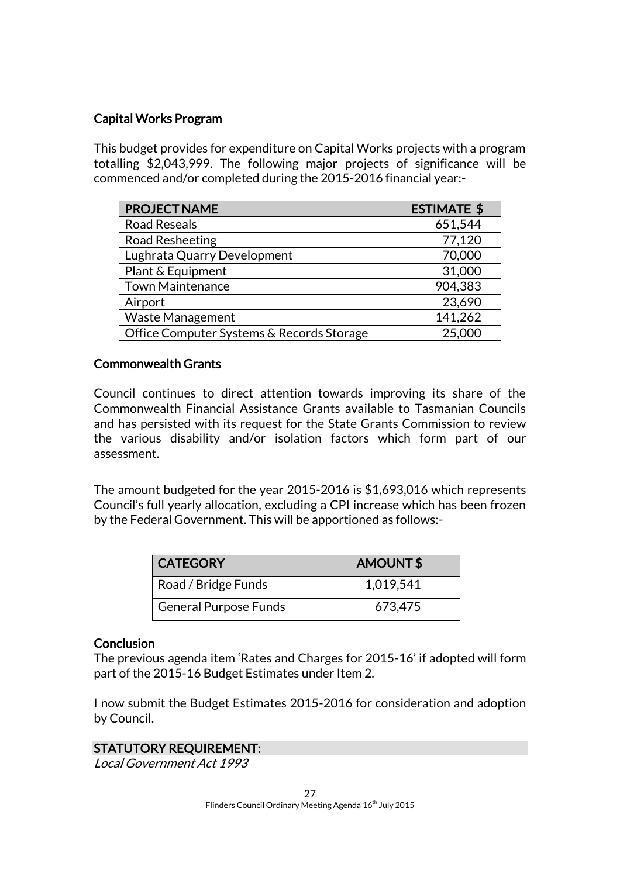### Capital Works Program

This budget provides for expenditure on Capital Works projects with a program totalling $2,043,999. The following major projects of significance will be commenced and/or completed during the 2015-2016 financial year:-

| PROJECT NAME | ESTIMATE $ |
|---|---|
| Road Reseals | 651,544 |
| Road Resheeting | 77,120 |
| Lughrata Quarry Development | 70,000 |
| Plant & Equipment | 31,000 |
| Town Maintenance | 904,383 |
| Airport | 23,690 |
| Waste Management | 141,262 |
| Office Computer Systems & Records Storage | 25,000 |

### Commonwealth Grants

Council continues to direct attention towards improving its share of the Commonwealth Financial Assistance Grants available to Tasmanian Councils and has persisted with its request for the State Grants Commission to review the various disability and/or isolation factors which form part of our assessment.

The amount budgeted for the year 2015-2016 is $1,693,016 which represents Council's full yearly allocation, excluding a CPI increase which has been frozen by the Federal Government. This will be apportioned as follows:-

| CATEGORY | AMOUNT $ |
|---|---|
| Road / Bridge Funds | 1,019,541 |
| General Purpose Funds | 673,475 |

### Conclusion

The previous agenda item 'Rates and Charges for 2015-16' if adopted will form part of the 2015-16 Budget Estimates under Item 2.

I now submit the Budget Estimates 2015-2016 for consideration and adoption by Council.

### STATUTORY REQUIREMENT:

*Local Government Act 1993*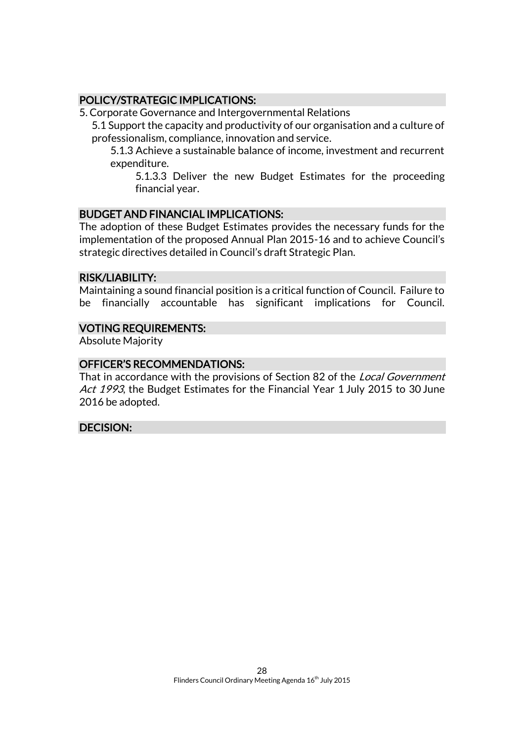## POLICY/STRATEGIC IMPLICATIONS:

5. Corporate Governance and Intergovernmental Relations

   5.1 Support the capacity and productivity of our organisation and a culture of professionalism, compliance, innovation and service.

      5.1.3 Achieve a sustainable balance of income, investment and recurrent expenditure.

         5.1.3.3 Deliver the new Budget Estimates for the proceeding financial year.

## BUDGET AND FINANCIAL IMPLICATIONS:

The adoption of these Budget Estimates provides the necessary funds for the implementation of the proposed Annual Plan 2015-16 and to achieve Council's strategic directives detailed in Council's draft Strategic Plan.

## RISK/LIABILITY:

Maintaining a sound financial position is a critical function of Council. Failure to be financially accountable has significant implications for Council.

## VOTING REQUIREMENTS:

Absolute Majority

## OFFICER'S RECOMMENDATIONS:

That in accordance with the provisions of Section 82 of the *Local Government Act 1993*, the Budget Estimates for the Financial Year 1 July 2015 to 30 June 2016 be adopted.

## DECISION: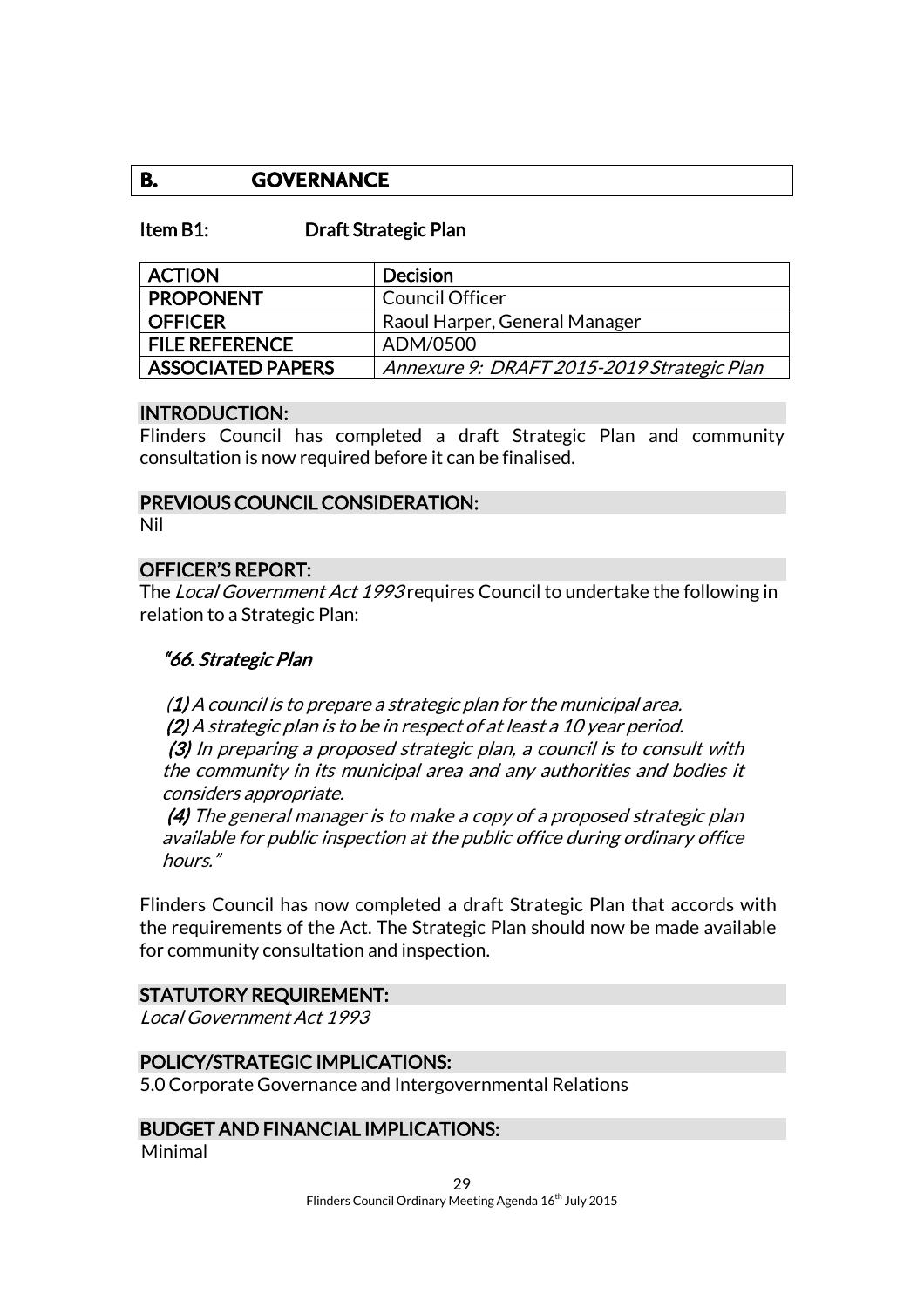## B. GOVERNANCE

### Item B1: Draft Strategic Plan

| ACTION | Decision |
|---|---|
| PROPONENT | Council Officer |
| OFFICER | Raoul Harper, General Manager |
| FILE REFERENCE | ADM/0500 |
| ASSOCIATED PAPERS | *Annexure 9: DRAFT 2015-2019 Strategic Plan* |

#### INTRODUCTION:

Flinders Council has completed a draft Strategic Plan and community consultation is now required before it can be finalised.

#### PREVIOUS COUNCIL CONSIDERATION:

Nil

#### OFFICER'S REPORT:

The *Local Government Act 1993* requires Council to undertake the following in relation to a Strategic Plan:

> ***"66. Strategic Plan***
>
> *(**1**) A council is to prepare a strategic plan for the municipal area.*
> ***(2)*** *A strategic plan is to be in respect of at least a 10 year period.*
> ***(3)*** *In preparing a proposed strategic plan, a council is to consult with the community in its municipal area and any authorities and bodies it considers appropriate.*
> ***(4)*** *The general manager is to make a copy of a proposed strategic plan available for public inspection at the public office during ordinary office hours."*

Flinders Council has now completed a draft Strategic Plan that accords with the requirements of the Act. The Strategic Plan should now be made available for community consultation and inspection.

#### STATUTORY REQUIREMENT:

*Local Government Act 1993*

#### POLICY/STRATEGIC IMPLICATIONS:

5.0 Corporate Governance and Intergovernmental Relations

#### BUDGET AND FINANCIAL IMPLICATIONS:

Minimal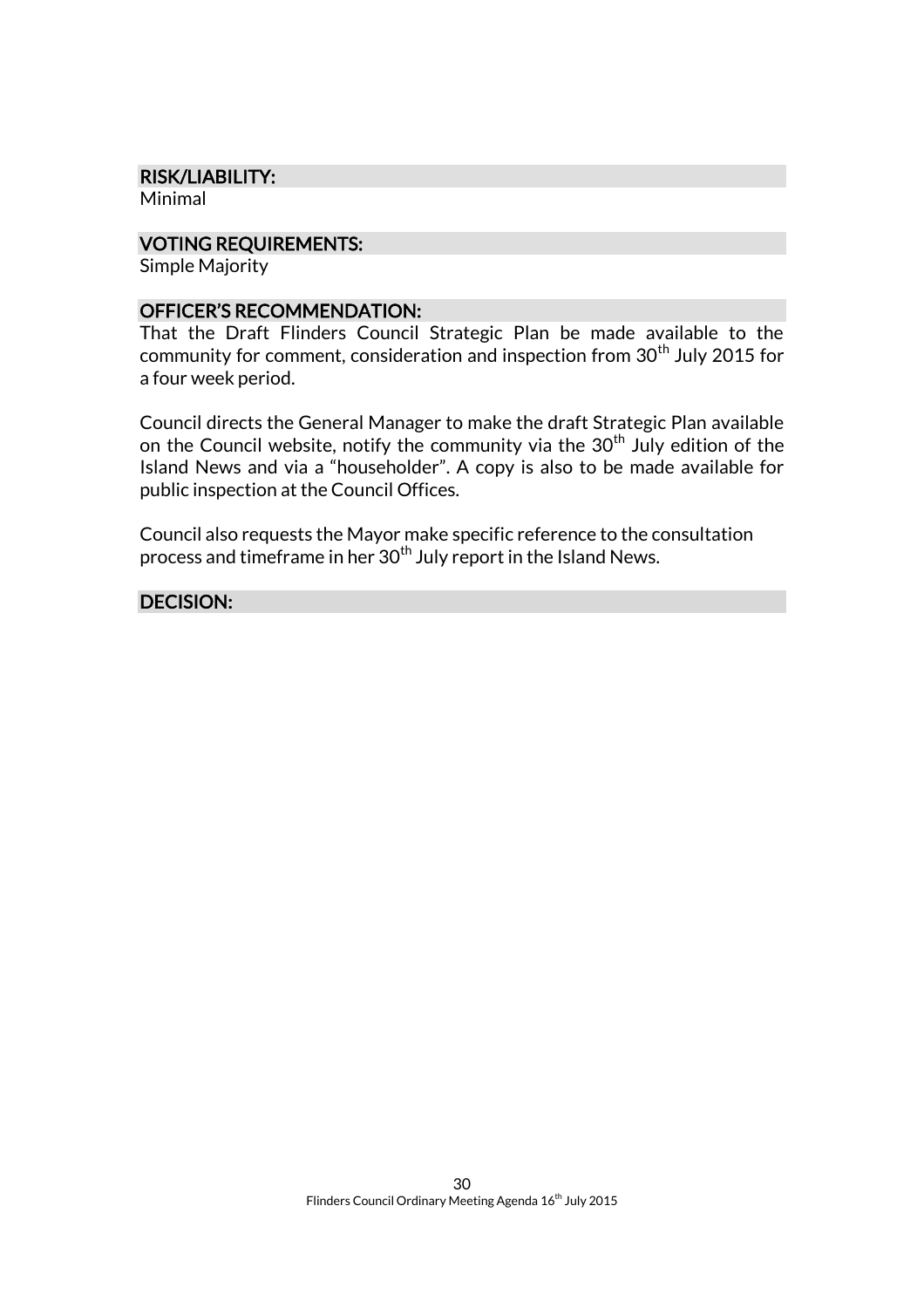### RISK/LIABILITY:

Minimal

### VOTING REQUIREMENTS:

Simple Majority

### OFFICER'S RECOMMENDATION:

That the Draft Flinders Council Strategic Plan be made available to the community for comment, consideration and inspection from 30th July 2015 for a four week period.

Council directs the General Manager to make the draft Strategic Plan available on the Council website, notify the community via the 30th July edition of the Island News and via a "householder". A copy is also to be made available for public inspection at the Council Offices.

Council also requests the Mayor make specific reference to the consultation process and timeframe in her 30th July report in the Island News.

### DECISION: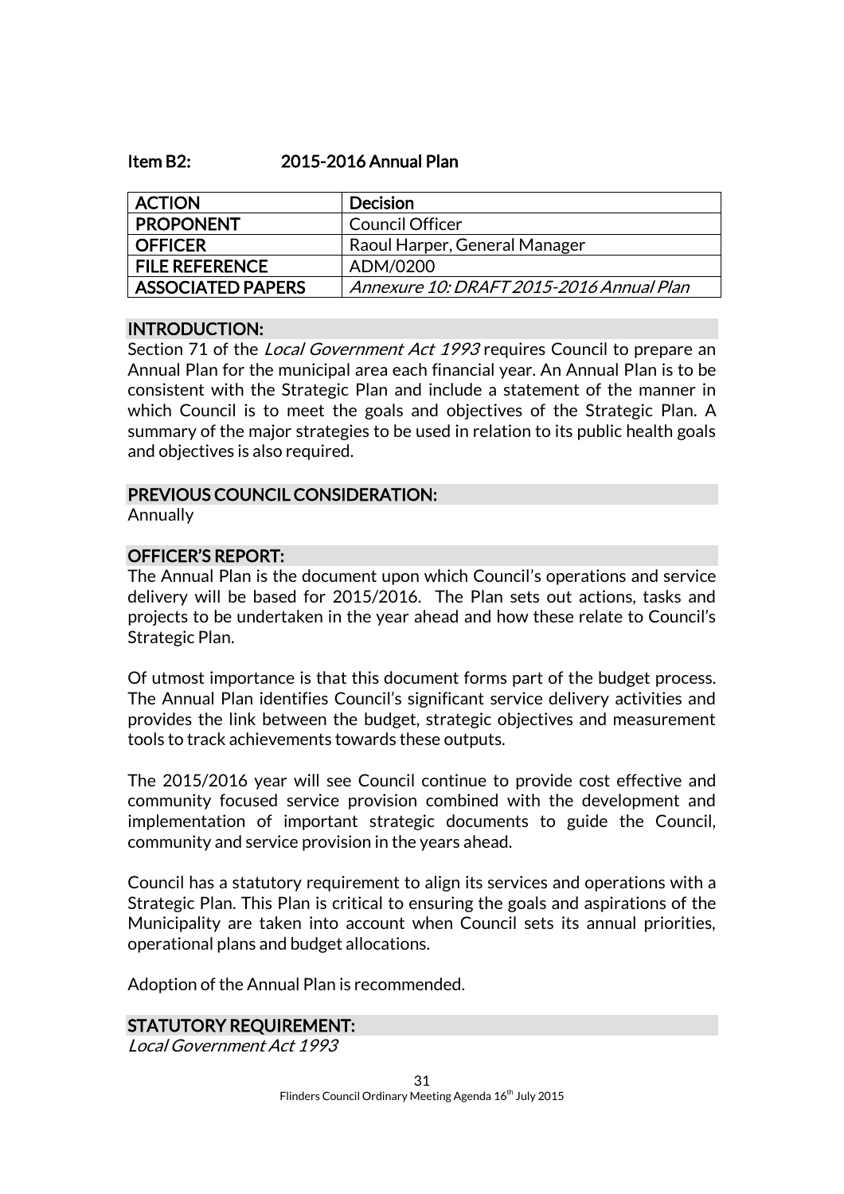### Item B2: 2015-2016 Annual Plan

| ACTION | Decision |
|---|---|
| PROPONENT | Council Officer |
| OFFICER | Raoul Harper, General Manager |
| FILE REFERENCE | ADM/0200 |
| ASSOCIATED PAPERS | *Annexure 10: DRAFT 2015-2016 Annual Plan* |

#### INTRODUCTION:

Section 71 of the *Local Government Act 1993* requires Council to prepare an Annual Plan for the municipal area each financial year. An Annual Plan is to be consistent with the Strategic Plan and include a statement of the manner in which Council is to meet the goals and objectives of the Strategic Plan. A summary of the major strategies to be used in relation to its public health goals and objectives is also required.

#### PREVIOUS COUNCIL CONSIDERATION:

Annually

#### OFFICER'S REPORT:

The Annual Plan is the document upon which Council's operations and service delivery will be based for 2015/2016. The Plan sets out actions, tasks and projects to be undertaken in the year ahead and how these relate to Council's Strategic Plan.

Of utmost importance is that this document forms part of the budget process. The Annual Plan identifies Council's significant service delivery activities and provides the link between the budget, strategic objectives and measurement tools to track achievements towards these outputs.

The 2015/2016 year will see Council continue to provide cost effective and community focused service provision combined with the development and implementation of important strategic documents to guide the Council, community and service provision in the years ahead.

Council has a statutory requirement to align its services and operations with a Strategic Plan. This Plan is critical to ensuring the goals and aspirations of the Municipality are taken into account when Council sets its annual priorities, operational plans and budget allocations.

Adoption of the Annual Plan is recommended.

#### STATUTORY REQUIREMENT:

*Local Government Act 1993*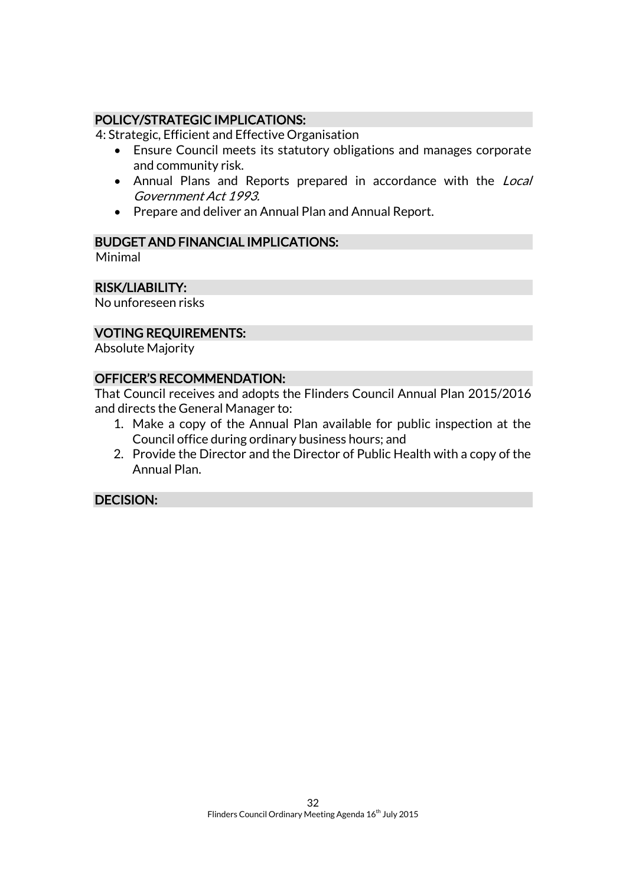## POLICY/STRATEGIC IMPLICATIONS:

4: Strategic, Efficient and Effective Organisation

- Ensure Council meets its statutory obligations and manages corporate and community risk.
- Annual Plans and Reports prepared in accordance with the *Local Government Act 1993*.
- Prepare and deliver an Annual Plan and Annual Report.

## BUDGET AND FINANCIAL IMPLICATIONS:

Minimal

## RISK/LIABILITY:

No unforeseen risks

## VOTING REQUIREMENTS:

Absolute Majority

## OFFICER'S RECOMMENDATION:

That Council receives and adopts the Flinders Council Annual Plan 2015/2016 and directs the General Manager to:

1. Make a copy of the Annual Plan available for public inspection at the Council office during ordinary business hours; and
2. Provide the Director and the Director of Public Health with a copy of the Annual Plan.

## DECISION: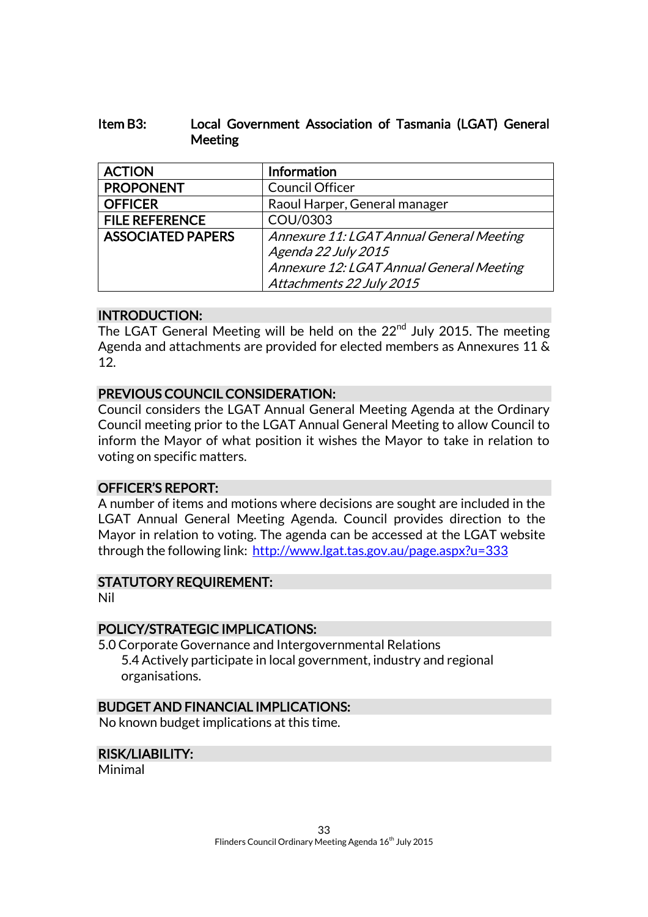## Item B3: Local Government Association of Tasmania (LGAT) General Meeting

| ACTION | Information |
|---|---|
| PROPONENT | Council Officer |
| OFFICER | Raoul Harper, General manager |
| FILE REFERENCE | COU/0303 |
| ASSOCIATED PAPERS | *Annexure 11: LGAT Annual General Meeting Agenda 22 July 2015*<br>*Annexure 12: LGAT Annual General Meeting Attachments 22 July 2015* |

### INTRODUCTION:

The LGAT General Meeting will be held on the 22nd July 2015. The meeting Agenda and attachments are provided for elected members as Annexures 11 & 12.

### PREVIOUS COUNCIL CONSIDERATION:

Council considers the LGAT Annual General Meeting Agenda at the Ordinary Council meeting prior to the LGAT Annual General Meeting to allow Council to inform the Mayor of what position it wishes the Mayor to take in relation to voting on specific matters.

### OFFICER'S REPORT:

A number of items and motions where decisions are sought are included in the LGAT Annual General Meeting Agenda. Council provides direction to the Mayor in relation to voting. The agenda can be accessed at the LGAT website through the following link: http://www.lgat.tas.gov.au/page.aspx?u=333

### STATUTORY REQUIREMENT:

Nil

### POLICY/STRATEGIC IMPLICATIONS:

5.0 Corporate Governance and Intergovernmental Relations
- 5.4 Actively participate in local government, industry and regional organisations.

### BUDGET AND FINANCIAL IMPLICATIONS:

No known budget implications at this time.

### RISK/LIABILITY:

Minimal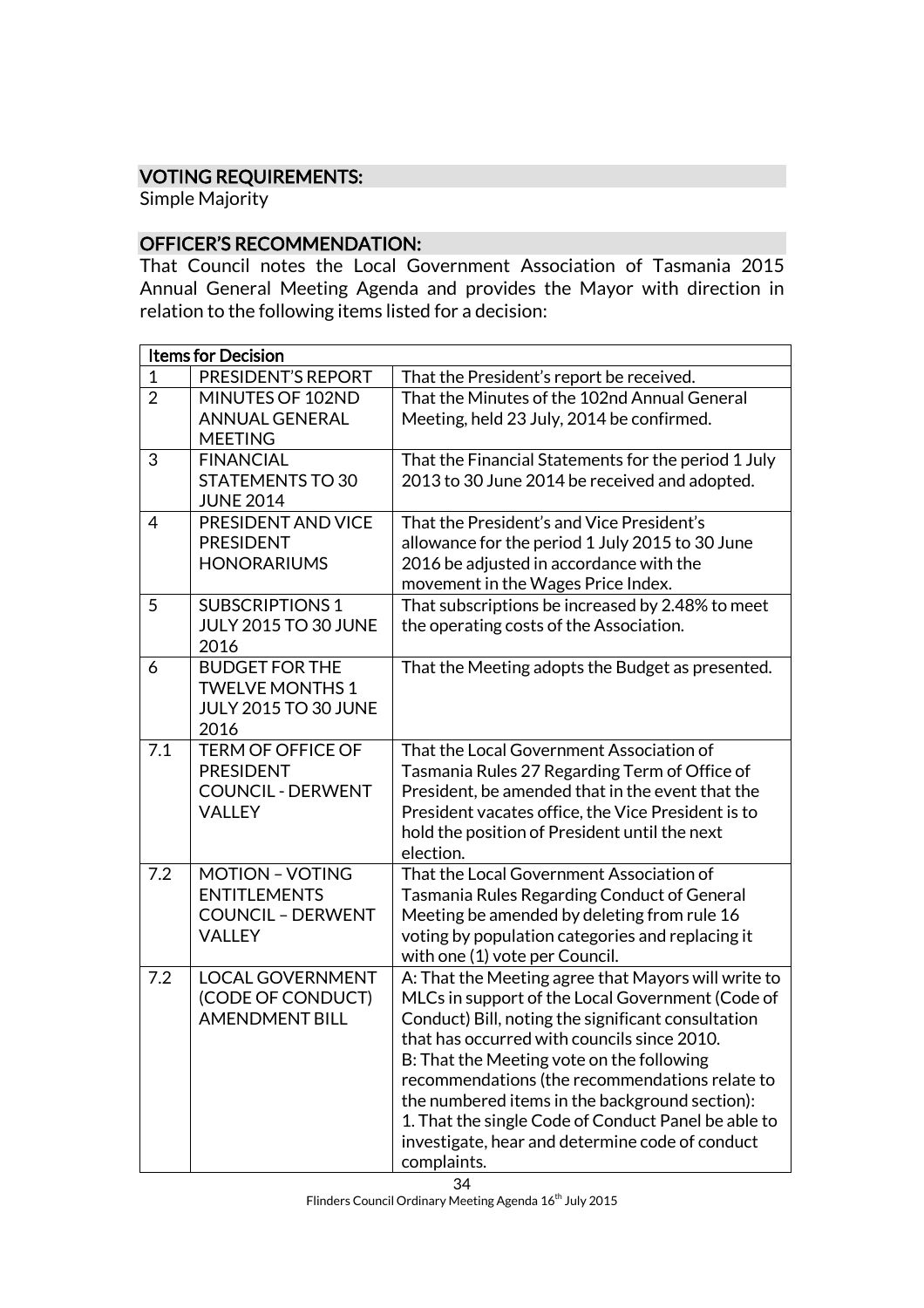## VOTING REQUIREMENTS:

Simple Majority

## OFFICER'S RECOMMENDATION:

That Council notes the Local Government Association of Tasmania 2015 Annual General Meeting Agenda and provides the Mayor with direction in relation to the following items listed for a decision:

| Items for Decision | | |
|---|---|---|
| 1 | PRESIDENT'S REPORT | That the President's report be received. |
| 2 | MINUTES OF 102ND ANNUAL GENERAL MEETING | That the Minutes of the 102nd Annual General Meeting, held 23 July, 2014 be confirmed. |
| 3 | FINANCIAL STATEMENTS TO 30 JUNE 2014 | That the Financial Statements for the period 1 July 2013 to 30 June 2014 be received and adopted. |
| 4 | PRESIDENT AND VICE PRESIDENT HONORARIUMS | That the President's and Vice President's allowance for the period 1 July 2015 to 30 June 2016 be adjusted in accordance with the movement in the Wages Price Index. |
| 5 | SUBSCRIPTIONS 1 JULY 2015 TO 30 JUNE 2016 | That subscriptions be increased by 2.48% to meet the operating costs of the Association. |
| 6 | BUDGET FOR THE TWELVE MONTHS 1 JULY 2015 TO 30 JUNE 2016 | That the Meeting adopts the Budget as presented. |
| 7.1 | TERM OF OFFICE OF PRESIDENT COUNCIL - DERWENT VALLEY | That the Local Government Association of Tasmania Rules 27 Regarding Term of Office of President, be amended that in the event that the President vacates office, the Vice President is to hold the position of President until the next election. |
| 7.2 | MOTION – VOTING ENTITLEMENTS COUNCIL – DERWENT VALLEY | That the Local Government Association of Tasmania Rules Regarding Conduct of General Meeting be amended by deleting from rule 16 voting by population categories and replacing it with one (1) vote per Council. |
| 7.2 | LOCAL GOVERNMENT (CODE OF CONDUCT) AMENDMENT BILL | A: That the Meeting agree that Mayors will write to MLCs in support of the Local Government (Code of Conduct) Bill, noting the significant consultation that has occurred with councils since 2010.<br>B: That the Meeting vote on the following recommendations (the recommendations relate to the numbered items in the background section):<br>1. That the single Code of Conduct Panel be able to investigate, hear and determine code of conduct complaints. |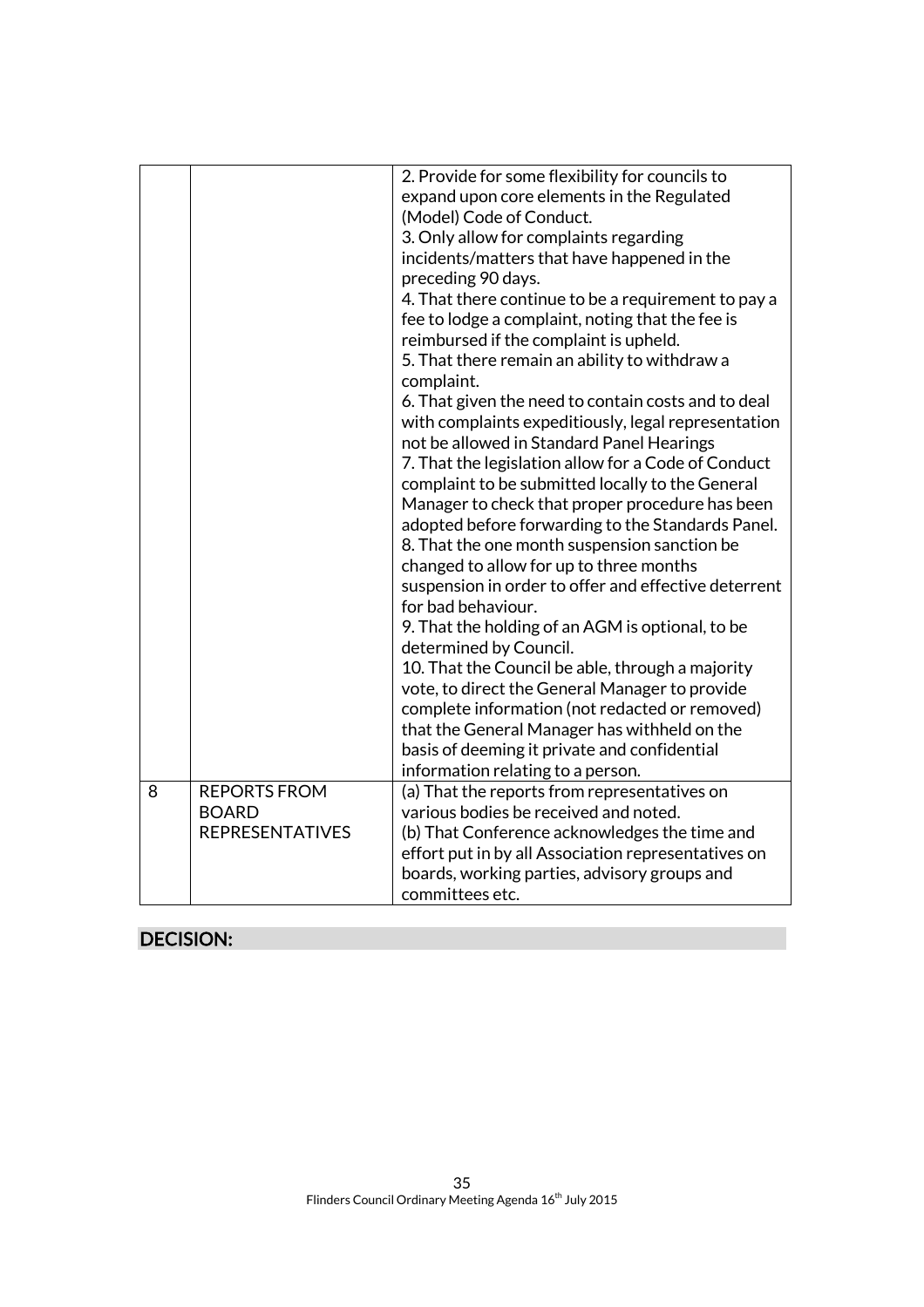| | | |
|---|---|---|
| | | 2. Provide for some flexibility for councils to expand upon core elements in the Regulated (Model) Code of Conduct.<br>3. Only allow for complaints regarding incidents/matters that have happened in the preceding 90 days.<br>4. That there continue to be a requirement to pay a fee to lodge a complaint, noting that the fee is reimbursed if the complaint is upheld.<br>5. That there remain an ability to withdraw a complaint.<br>6. That given the need to contain costs and to deal with complaints expeditiously, legal representation not be allowed in Standard Panel Hearings<br>7. That the legislation allow for a Code of Conduct complaint to be submitted locally to the General Manager to check that proper procedure has been adopted before forwarding to the Standards Panel.<br>8. That the one month suspension sanction be changed to allow for up to three months suspension in order to offer and effective deterrent for bad behaviour.<br>9. That the holding of an AGM is optional, to be determined by Council.<br>10. That the Council be able, through a majority vote, to direct the General Manager to provide complete information (not redacted or removed) that the General Manager has withheld on the basis of deeming it private and confidential information relating to a person. |
| 8 | REPORTS FROM BOARD REPRESENTATIVES | (a) That the reports from representatives on various bodies be received and noted.<br>(b) That Conference acknowledges the time and effort put in by all Association representatives on boards, working parties, advisory groups and committees etc. |

## DECISION: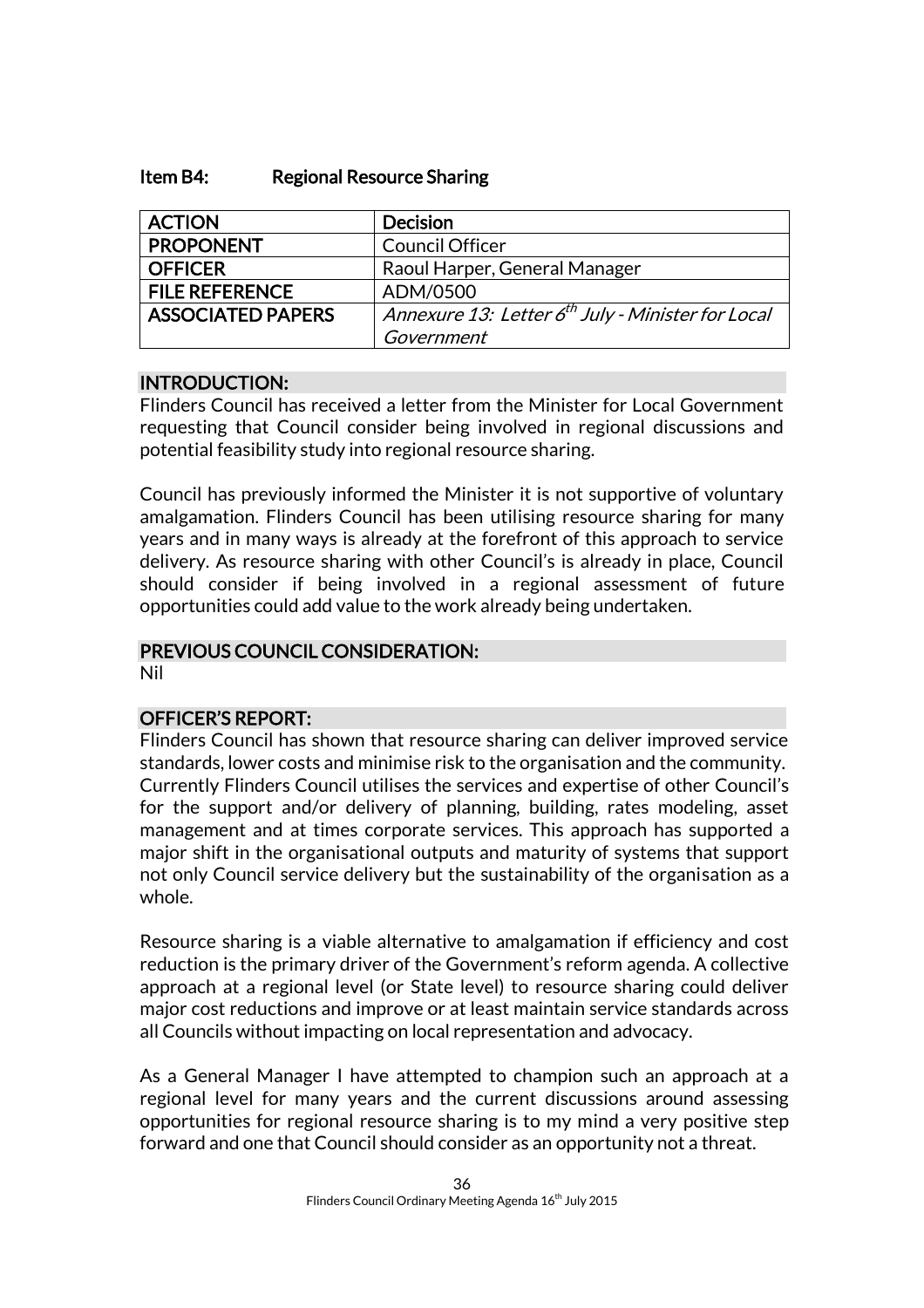### Item B4: Regional Resource Sharing

| ACTION | Decision |
|---|---|
| PROPONENT | Council Officer |
| OFFICER | Raoul Harper, General Manager |
| FILE REFERENCE | ADM/0500 |
| ASSOCIATED PAPERS | *Annexure 13: Letter 6th July - Minister for Local Government* |

**INTRODUCTION:**

Flinders Council has received a letter from the Minister for Local Government requesting that Council consider being involved in regional discussions and potential feasibility study into regional resource sharing.

Council has previously informed the Minister it is not supportive of voluntary amalgamation. Flinders Council has been utilising resource sharing for many years and in many ways is already at the forefront of this approach to service delivery. As resource sharing with other Council's is already in place, Council should consider if being involved in a regional assessment of future opportunities could add value to the work already being undertaken.

**PREVIOUS COUNCIL CONSIDERATION:**

Nil

**OFFICER'S REPORT:**

Flinders Council has shown that resource sharing can deliver improved service standards, lower costs and minimise risk to the organisation and the community. Currently Flinders Council utilises the services and expertise of other Council's for the support and/or delivery of planning, building, rates modeling, asset management and at times corporate services. This approach has supported a major shift in the organisational outputs and maturity of systems that support not only Council service delivery but the sustainability of the organisation as a whole.

Resource sharing is a viable alternative to amalgamation if efficiency and cost reduction is the primary driver of the Government's reform agenda. A collective approach at a regional level (or State level) to resource sharing could deliver major cost reductions and improve or at least maintain service standards across all Councils without impacting on local representation and advocacy.

As a General Manager I have attempted to champion such an approach at a regional level for many years and the current discussions around assessing opportunities for regional resource sharing is to my mind a very positive step forward and one that Council should consider as an opportunity not a threat.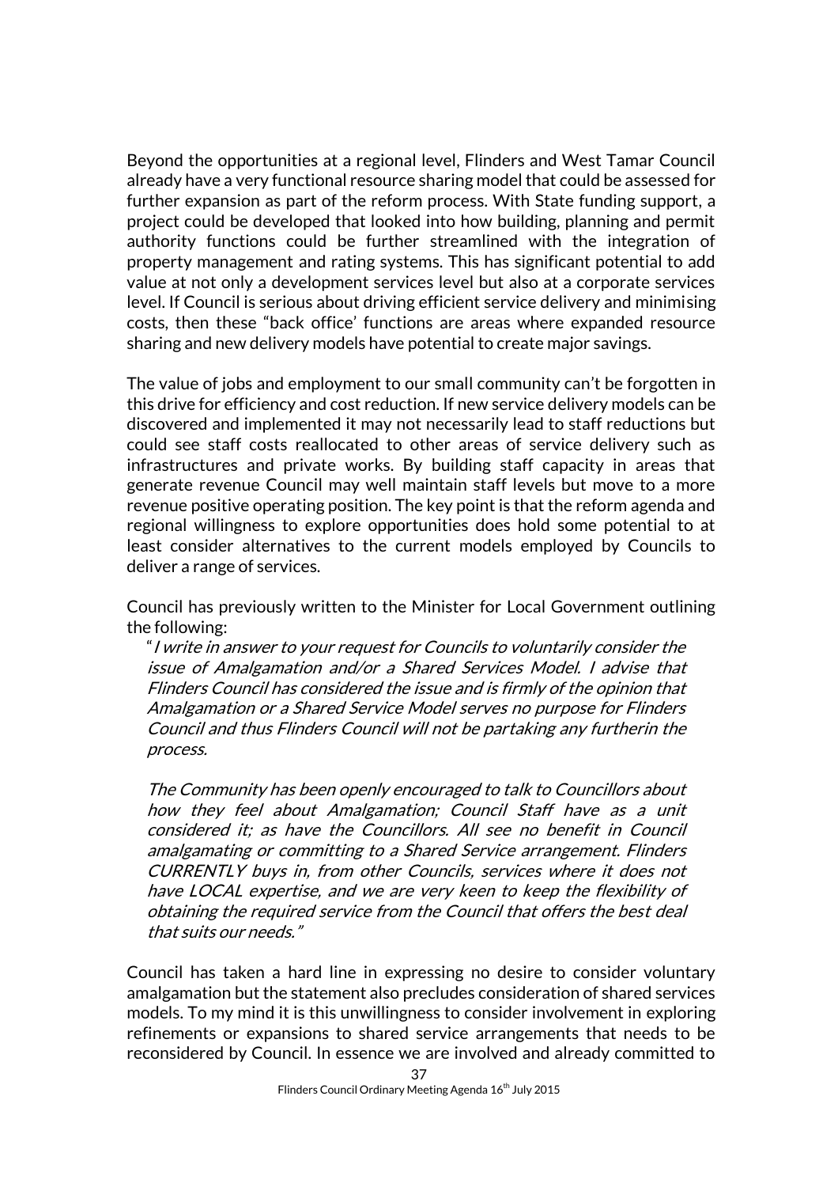Beyond the opportunities at a regional level, Flinders and West Tamar Council already have a very functional resource sharing model that could be assessed for further expansion as part of the reform process. With State funding support, a project could be developed that looked into how building, planning and permit authority functions could be further streamlined with the integration of property management and rating systems. This has significant potential to add value at not only a development services level but also at a corporate services level. If Council is serious about driving efficient service delivery and minimising costs, then these "back office' functions are areas where expanded resource sharing and new delivery models have potential to create major savings.

The value of jobs and employment to our small community can't be forgotten in this drive for efficiency and cost reduction. If new service delivery models can be discovered and implemented it may not necessarily lead to staff reductions but could see staff costs reallocated to other areas of service delivery such as infrastructures and private works. By building staff capacity in areas that generate revenue Council may well maintain staff levels but move to a more revenue positive operating position. The key point is that the reform agenda and regional willingness to explore opportunities does hold some potential to at least consider alternatives to the current models employed by Councils to deliver a range of services.

Council has previously written to the Minister for Local Government outlining the following:

> "*I write in answer to your request for Councils to voluntarily consider the issue of Amalgamation and/or a Shared Services Model. I advise that Flinders Council has considered the issue and is firmly of the opinion that Amalgamation or a Shared Service Model serves no purpose for Flinders Council and thus Flinders Council will not be partaking any furtherin the process.*
>
> *The Community has been openly encouraged to talk to Councillors about how they feel about Amalgamation; Council Staff have as a unit considered it; as have the Councillors. All see no benefit in Council amalgamating or committing to a Shared Service arrangement. Flinders CURRENTLY buys in, from other Councils, services where it does not have LOCAL expertise, and we are very keen to keep the flexibility of obtaining the required service from the Council that offers the best deal that suits our needs."*

Council has taken a hard line in expressing no desire to consider voluntary amalgamation but the statement also precludes consideration of shared services models. To my mind it is this unwillingness to consider involvement in exploring refinements or expansions to shared service arrangements that needs to be reconsidered by Council. In essence we are involved and already committed to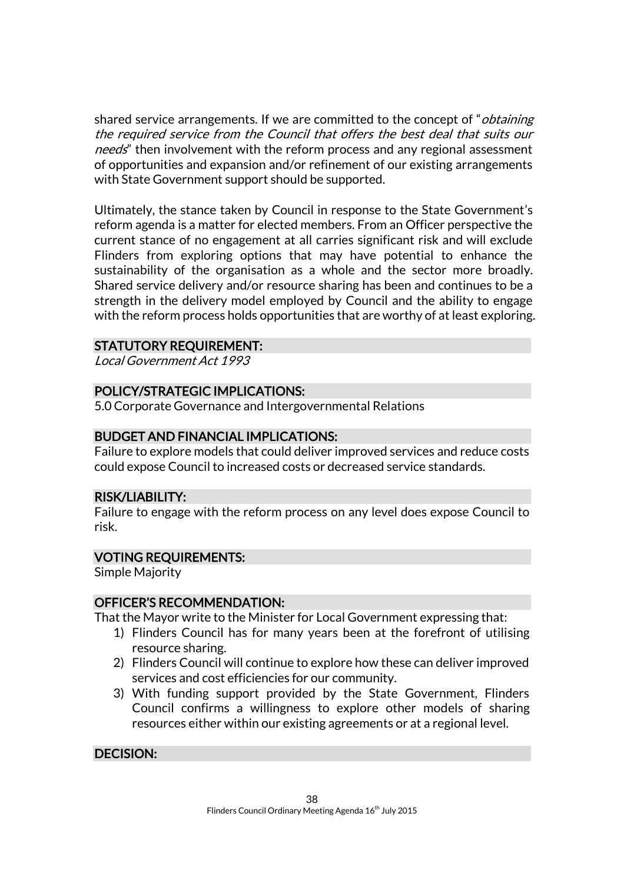shared service arrangements. If we are committed to the concept of "*obtaining the required service from the Council that offers the best deal that suits our needs*" then involvement with the reform process and any regional assessment of opportunities and expansion and/or refinement of our existing arrangements with State Government support should be supported.

Ultimately, the stance taken by Council in response to the State Government's reform agenda is a matter for elected members. From an Officer perspective the current stance of no engagement at all carries significant risk and will exclude Flinders from exploring options that may have potential to enhance the sustainability of the organisation as a whole and the sector more broadly. Shared service delivery and/or resource sharing has been and continues to be a strength in the delivery model employed by Council and the ability to engage with the reform process holds opportunities that are worthy of at least exploring.

## STATUTORY REQUIREMENT:

*Local Government Act 1993*

## POLICY/STRATEGIC IMPLICATIONS:

5.0 Corporate Governance and Intergovernmental Relations

## BUDGET AND FINANCIAL IMPLICATIONS:

Failure to explore models that could deliver improved services and reduce costs could expose Council to increased costs or decreased service standards.

## RISK/LIABILITY:

Failure to engage with the reform process on any level does expose Council to risk.

## VOTING REQUIREMENTS:

Simple Majority

## OFFICER'S RECOMMENDATION:

That the Mayor write to the Minister for Local Government expressing that:

1) Flinders Council has for many years been at the forefront of utilising resource sharing.
2) Flinders Council will continue to explore how these can deliver improved services and cost efficiencies for our community.
3) With funding support provided by the State Government, Flinders Council confirms a willingness to explore other models of sharing resources either within our existing agreements or at a regional level.

## DECISION: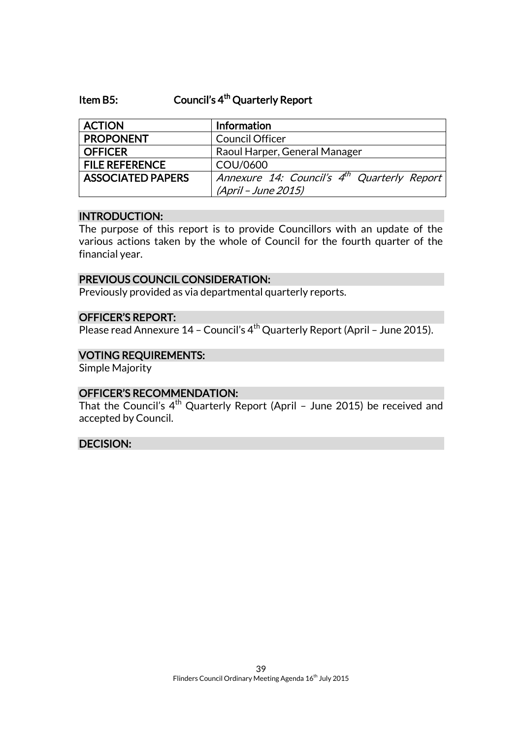### Item B5: Council's 4th Quarterly Report

| ACTION | Information |
|---|---|
| PROPONENT | Council Officer |
| OFFICER | Raoul Harper, General Manager |
| FILE REFERENCE | COU/0600 |
| ASSOCIATED PAPERS | *Annexure 14: Council's 4th Quarterly Report (April – June 2015)* |

**INTRODUCTION:**

The purpose of this report is to provide Councillors with an update of the various actions taken by the whole of Council for the fourth quarter of the financial year.

**PREVIOUS COUNCIL CONSIDERATION:**

Previously provided as via departmental quarterly reports.

**OFFICER'S REPORT:**

Please read Annexure 14 – Council's 4th Quarterly Report (April – June 2015).

**VOTING REQUIREMENTS:**

Simple Majority

**OFFICER'S RECOMMENDATION:**

That the Council's 4th Quarterly Report (April – June 2015) be received and accepted by Council.

**DECISION:**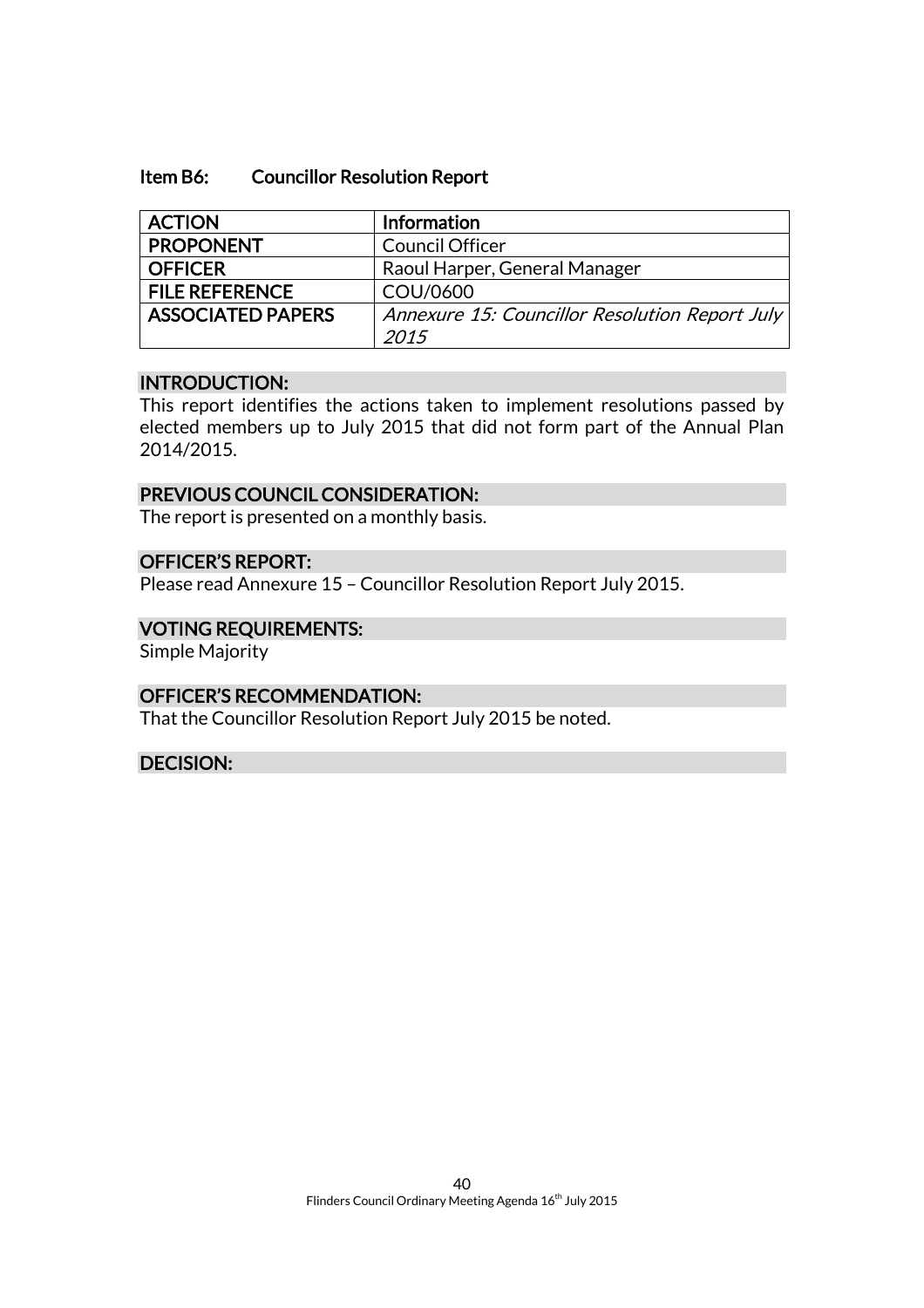### Item B6: Councillor Resolution Report

| ACTION | Information |
|---|---|
| PROPONENT | Council Officer |
| OFFICER | Raoul Harper, General Manager |
| FILE REFERENCE | COU/0600 |
| ASSOCIATED PAPERS | *Annexure 15: Councillor Resolution Report July 2015* |

#### INTRODUCTION:

This report identifies the actions taken to implement resolutions passed by elected members up to July 2015 that did not form part of the Annual Plan 2014/2015.

#### PREVIOUS COUNCIL CONSIDERATION:

The report is presented on a monthly basis.

#### OFFICER'S REPORT:

Please read Annexure 15 – Councillor Resolution Report July 2015.

#### VOTING REQUIREMENTS:

Simple Majority

#### OFFICER'S RECOMMENDATION:

That the Councillor Resolution Report July 2015 be noted.

#### DECISION: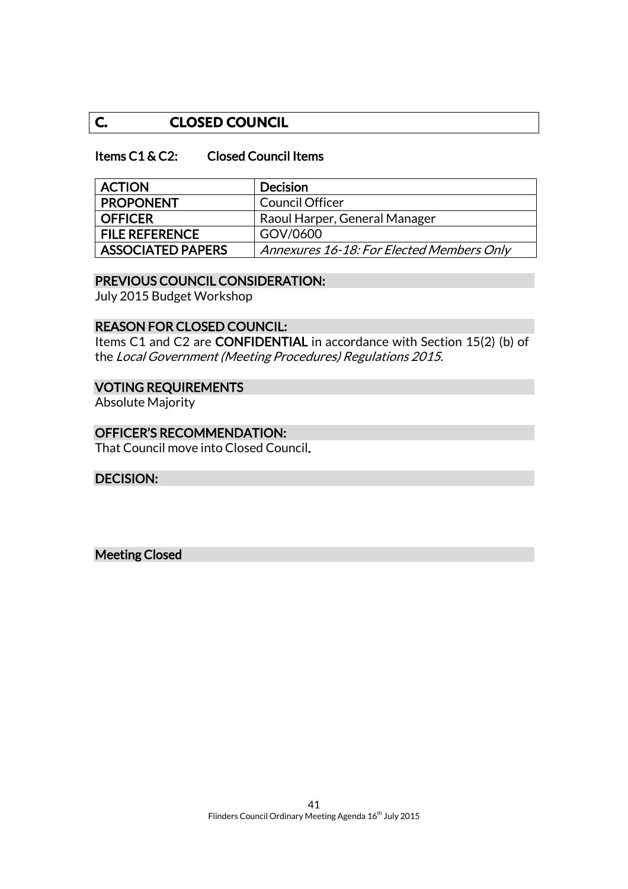## C. CLOSED COUNCIL

### Items C1 & C2: Closed Council Items

| | |
|---|---|
| **ACTION** | **Decision** |
| **PROPONENT** | Council Officer |
| **OFFICER** | Raoul Harper, General Manager |
| **FILE REFERENCE** | GOV/0600 |
| **ASSOCIATED PAPERS** | *Annexures 16-18: For Elected Members Only* |

**PREVIOUS COUNCIL CONSIDERATION:**
July 2015 Budget Workshop

**REASON FOR CLOSED COUNCIL:**
Items C1 and C2 are **CONFIDENTIAL** in accordance with Section 15(2) (b) of the *Local Government (Meeting Procedures) Regulations 2015.*

**VOTING REQUIREMENTS**
Absolute Majority

**OFFICER'S RECOMMENDATION:**
That Council move into Closed Council.

**DECISION:**

**Meeting Closed**